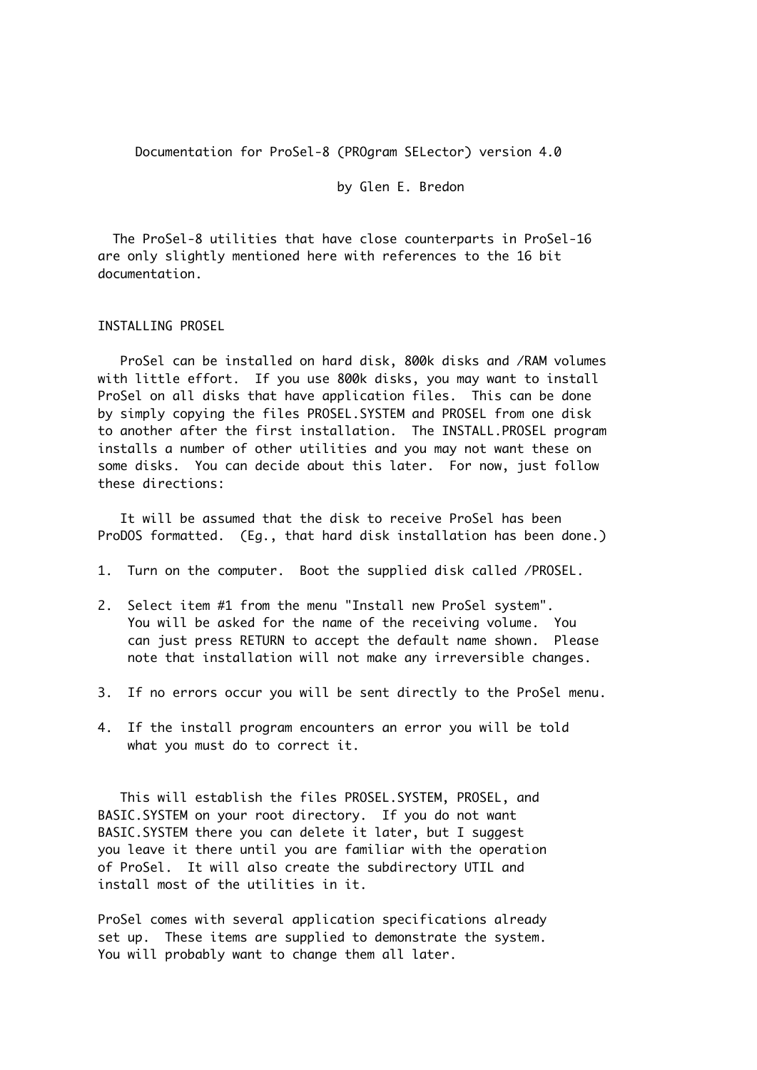# Documentation for ProSel-8 (PROgram SELector) version 4.0

by Glen E. Bredon

The ProSel-8 utilities that have close counterparts in ProSel-16 are only slightly mentioned here with references to the 16 bit documentation.

## INSTALLING PROSEL

ProSel can be installed on hard disk, 800k disks and /RAM volumes with little effort. If you use 800k disks, you may want to install ProSel on all disks that have application files. This can be done by simply copying the files PROSEL.SYSTEM and PROSEL from one disk to another after the first installation. The INSTALL.PROSEL program installs a number of other utilities and you may not want these on some disks. You can decide about this later. For now, just follow these directions:

It will be assumed that the disk to receive ProSel has been ProDOS formatted. (Eg., that hard disk installation has been done.)

1. Turn on the computer. Boot the supplied disk called /PROSEL.
2. Select item #1 from the menu "Install new ProSel system". You will be asked for the name of the receiving volume. You can just press RETURN to accept the default name shown. Please note that installation will not make any irreversible changes.
3. If no errors occur you will be sent directly to the ProSel menu.
4. If the install program encounters an error you will be told what you must do to correct it.

This will establish the files PROSEL.SYSTEM, PROSEL, and BASIC.SYSTEM on your root directory. If you do not want BASIC.SYSTEM there you can delete it later, but I suggest you leave it there until you are familiar with the operation of ProSel. It will also create the subdirectory UTIL and install most of the utilities in it.

ProSel comes with several application specifications already set up. These items are supplied to demonstrate the system. You will probably want to change them all later.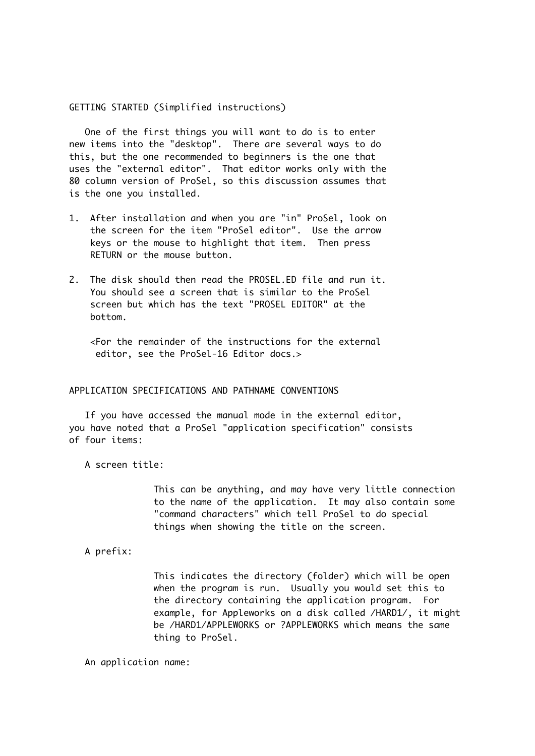## GETTING STARTED (Simplified instructions)

One of the first things you will want to do is to enter new items into the "desktop". There are several ways to do this, but the one recommended to beginners is the one that uses the "external editor". That editor works only with the 80 column version of ProSel, so this discussion assumes that is the one you installed.

1. After installation and when you are "in" ProSel, look on the screen for the item "ProSel editor". Use the arrow keys or the mouse to highlight that item. Then press RETURN or the mouse button.

2. The disk should then read the PROSEL.ED file and run it. You should see a screen that is similar to the ProSel screen but which has the text "PROSEL EDITOR" at the bottom.

   <For the remainder of the instructions for the external editor, see the ProSel-16 Editor docs.>

## APPLICATION SPECIFICATIONS AND PATHNAME CONVENTIONS

If you have accessed the manual mode in the external editor, you have noted that a ProSel "application specification" consists of four items:

A screen title:

> This can be anything, and may have very little connection to the name of the application. It may also contain some "command characters" which tell ProSel to do special things when showing the title on the screen.

A prefix:

> This indicates the directory (folder) which will be open when the program is run. Usually you would set this to the directory containing the application program. For example, for Appleworks on a disk called /HARD1/, it might be /HARD1/APPLEWORKS or ?APPLEWORKS which means the same thing to ProSel.

An application name: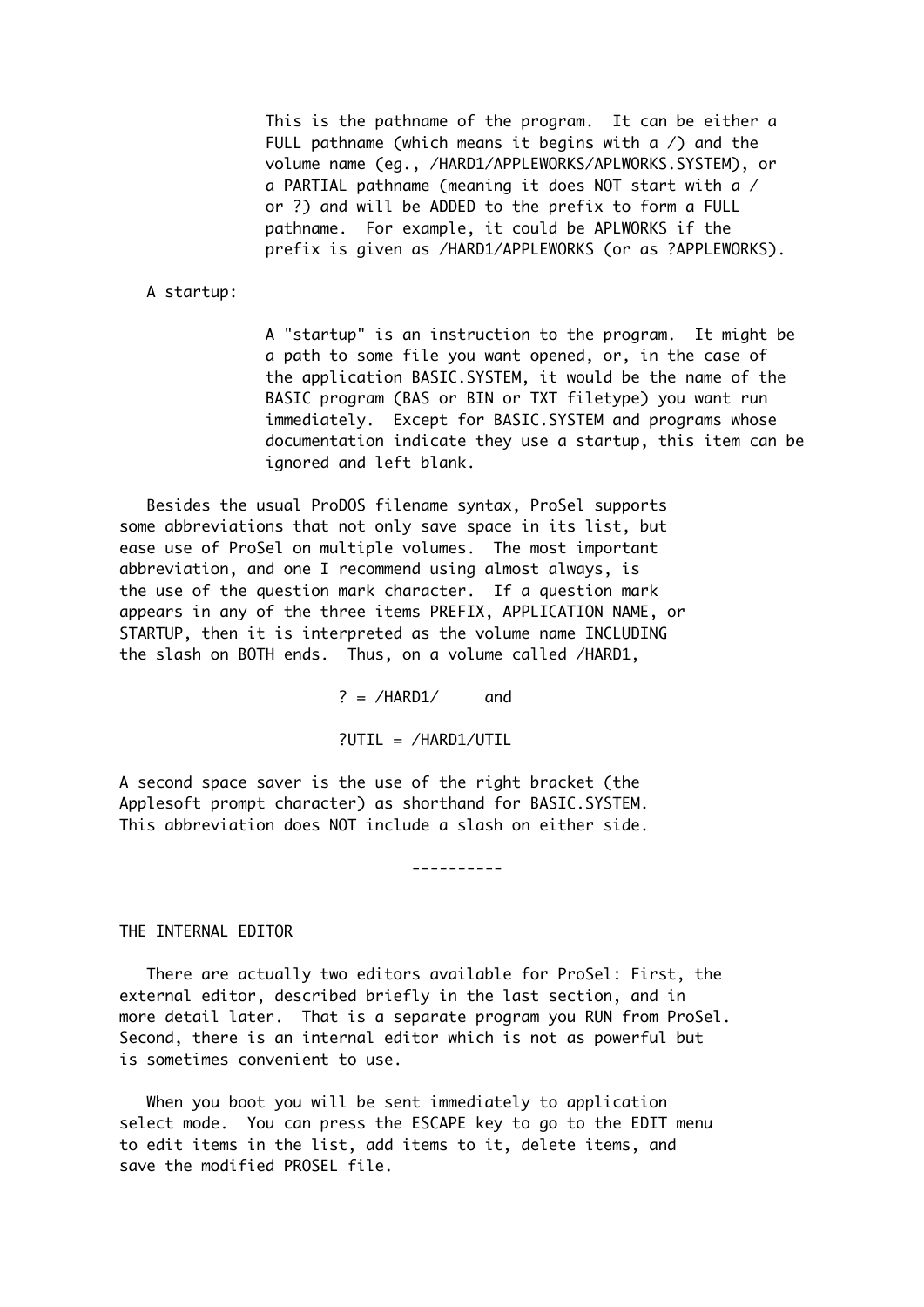This is the pathname of the program. It can be either a FULL pathname (which means it begins with a /) and the volume name (eg., /HARD1/APPLEWORKS/APLWORKS.SYSTEM), or a PARTIAL pathname (meaning it does NOT start with a / or ?) and will be ADDED to the prefix to form a FULL pathname. For example, it could be APLWORKS if the prefix is given as /HARD1/APPLEWORKS (or as ?APPLEWORKS).

A startup:

A "startup" is an instruction to the program. It might be a path to some file you want opened, or, in the case of the application BASIC.SYSTEM, it would be the name of the BASIC program (BAS or BIN or TXT filetype) you want run immediately. Except for BASIC.SYSTEM and programs whose documentation indicate they use a startup, this item can be ignored and left blank.

Besides the usual ProDOS filename syntax, ProSel supports some abbreviations that not only save space in its list, but ease use of ProSel on multiple volumes. The most important abbreviation, and one I recommend using almost always, is the use of the question mark character. If a question mark appears in any of the three items PREFIX, APPLICATION NAME, or STARTUP, then it is interpreted as the volume name INCLUDING the slash on BOTH ends. Thus, on a volume called /HARD1,

```
? = /HARD1/     and

?UTIL = /HARD1/UTIL
```

A second space saver is the use of the right bracket (the Applesoft prompt character) as shorthand for BASIC.SYSTEM. This abbreviation does NOT include a slash on either side.

----------

## THE INTERNAL EDITOR

There are actually two editors available for ProSel: First, the external editor, described briefly in the last section, and in more detail later. That is a separate program you RUN from ProSel. Second, there is an internal editor which is not as powerful but is sometimes convenient to use.

When you boot you will be sent immediately to application select mode. You can press the ESCAPE key to go to the EDIT menu to edit items in the list, add items to it, delete items, and save the modified PROSEL file.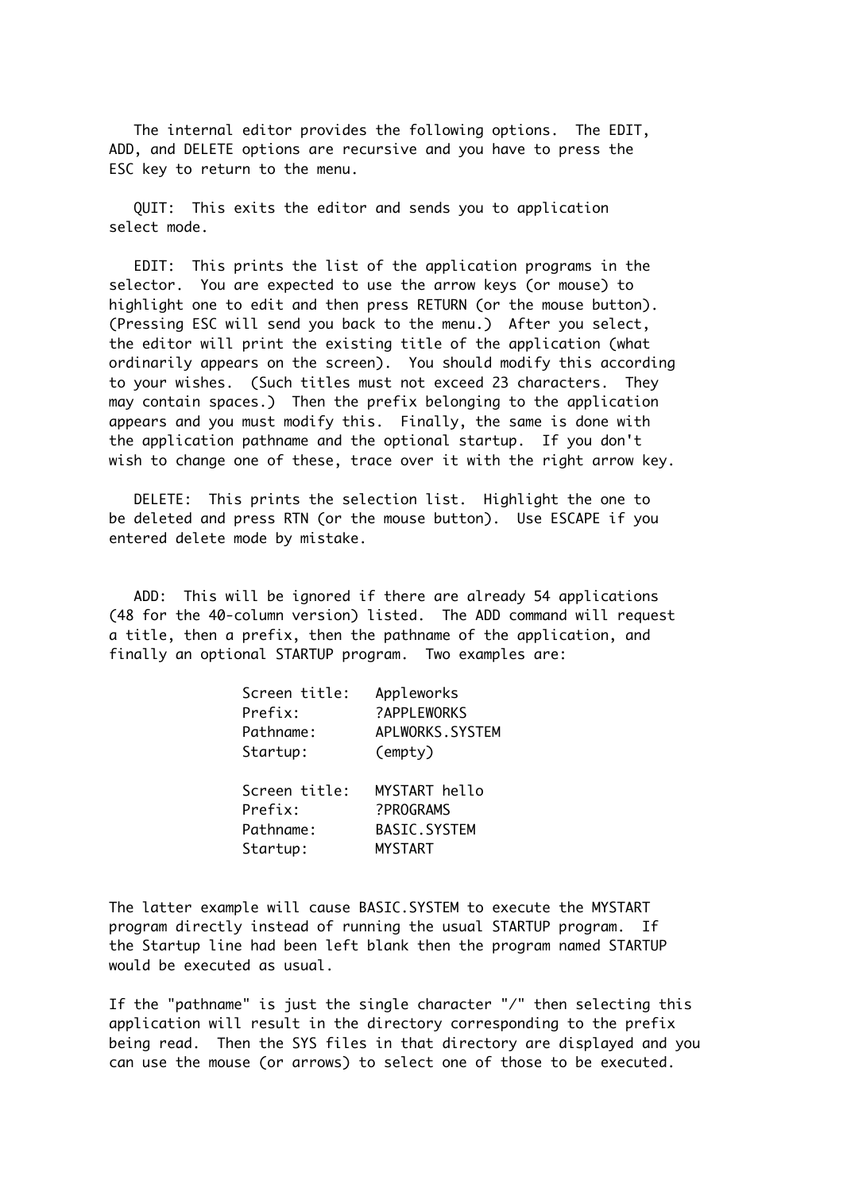The internal editor provides the following options. The EDIT, ADD, and DELETE options are recursive and you have to press the ESC key to return to the menu.

QUIT: This exits the editor and sends you to application select mode.

EDIT: This prints the list of the application programs in the selector. You are expected to use the arrow keys (or mouse) to highlight one to edit and then press RETURN (or the mouse button). (Pressing ESC will send you back to the menu.) After you select, the editor will print the existing title of the application (what ordinarily appears on the screen). You should modify this according to your wishes. (Such titles must not exceed 23 characters. They may contain spaces.) Then the prefix belonging to the application appears and you must modify this. Finally, the same is done with the application pathname and the optional startup. If you don't wish to change one of these, trace over it with the right arrow key.

DELETE: This prints the selection list. Highlight the one to be deleted and press RTN (or the mouse button). Use ESCAPE if you entered delete mode by mistake.

ADD: This will be ignored if there are already 54 applications (48 for the 40-column version) listed. The ADD command will request a title, then a prefix, then the pathname of the application, and finally an optional STARTUP program. Two examples are:

```
Screen title:   Appleworks
Prefix:         ?APPLEWORKS
Pathname:       APLWORKS.SYSTEM
Startup:        (empty)

Screen title:   MYSTART hello
Prefix:         ?PROGRAMS
Pathname:       BASIC.SYSTEM
Startup:        MYSTART
```

The latter example will cause BASIC.SYSTEM to execute the MYSTART program directly instead of running the usual STARTUP program. If the Startup line had been left blank then the program named STARTUP would be executed as usual.

If the "pathname" is just the single character "/" then selecting this application will result in the directory corresponding to the prefix being read. Then the SYS files in that directory are displayed and you can use the mouse (or arrows) to select one of those to be executed.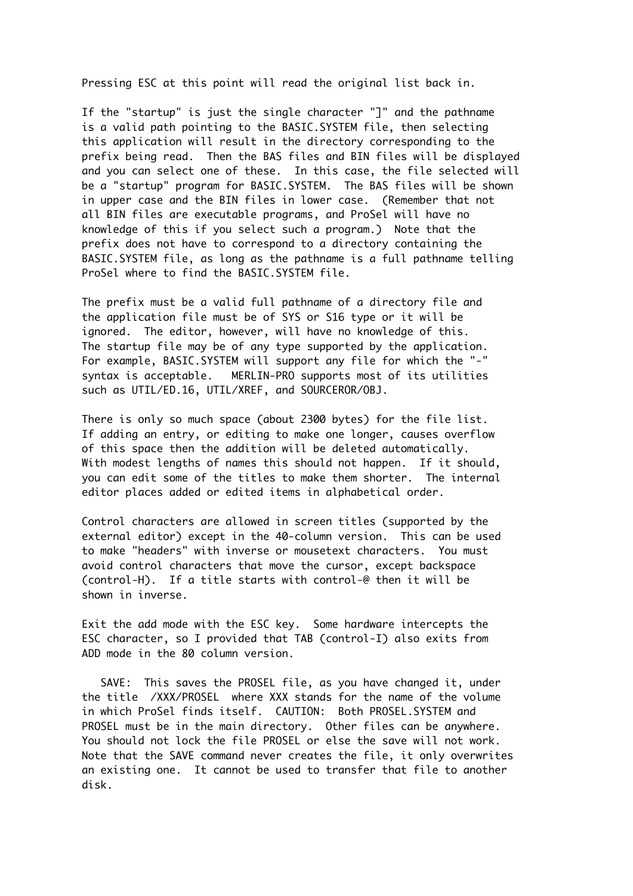Pressing ESC at this point will read the original list back in.

If the "startup" is just the single character "]" and the pathname is a valid path pointing to the BASIC.SYSTEM file, then selecting this application will result in the directory corresponding to the prefix being read. Then the BAS files and BIN files will be displayed and you can select one of these. In this case, the file selected will be a "startup" program for BASIC.SYSTEM. The BAS files will be shown in upper case and the BIN files in lower case. (Remember that not all BIN files are executable programs, and ProSel will have no knowledge of this if you select such a program.) Note that the prefix does not have to correspond to a directory containing the BASIC.SYSTEM file, as long as the pathname is a full pathname telling ProSel where to find the BASIC.SYSTEM file.

The prefix must be a valid full pathname of a directory file and the application file must be of SYS or S16 type or it will be ignored. The editor, however, will have no knowledge of this. The startup file may be of any type supported by the application. For example, BASIC.SYSTEM will support any file for which the "-" syntax is acceptable. MERLIN-PRO supports most of its utilities such as UTIL/ED.16, UTIL/XREF, and SOURCEROR/OBJ.

There is only so much space (about 2300 bytes) for the file list. If adding an entry, or editing to make one longer, causes overflow of this space then the addition will be deleted automatically. With modest lengths of names this should not happen. If it should, you can edit some of the titles to make them shorter. The internal editor places added or edited items in alphabetical order.

Control characters are allowed in screen titles (supported by the external editor) except in the 40-column version. This can be used to make "headers" with inverse or mousetext characters. You must avoid control characters that move the cursor, except backspace (control-H). If a title starts with control-@ then it will be shown in inverse.

Exit the add mode with the ESC key. Some hardware intercepts the ESC character, so I provided that TAB (control-I) also exits from ADD mode in the 80 column version.

SAVE: This saves the PROSEL file, as you have changed it, under the title /XXX/PROSEL where XXX stands for the name of the volume in which ProSel finds itself. CAUTION: Both PROSEL.SYSTEM and PROSEL must be in the main directory. Other files can be anywhere. You should not lock the file PROSEL or else the save will not work. Note that the SAVE command never creates the file, it only overwrites an existing one. It cannot be used to transfer that file to another disk.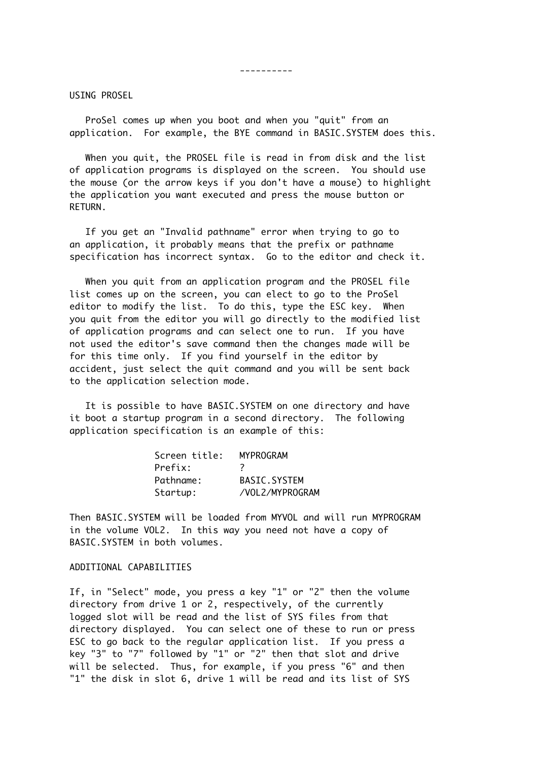----------

## USING PROSEL

ProSel comes up when you boot and when you "quit" from an application. For example, the BYE command in BASIC.SYSTEM does this.

When you quit, the PROSEL file is read in from disk and the list of application programs is displayed on the screen. You should use the mouse (or the arrow keys if you don't have a mouse) to highlight the application you want executed and press the mouse button or RETURN.

If you get an "Invalid pathname" error when trying to go to an application, it probably means that the prefix or pathname specification has incorrect syntax. Go to the editor and check it.

When you quit from an application program and the PROSEL file list comes up on the screen, you can elect to go to the ProSel editor to modify the list. To do this, type the ESC key. When you quit from the editor you will go directly to the modified list of application programs and can select one to run. If you have not used the editor's save command then the changes made will be for this time only. If you find yourself in the editor by accident, just select the quit command and you will be sent back to the application selection mode.

It is possible to have BASIC.SYSTEM on one directory and have it boot a startup program in a second directory. The following application specification is an example of this:

```
Screen title:   MYPROGRAM
Prefix:         ?
Pathname:       BASIC.SYSTEM
Startup:        /VOL2/MYPROGRAM
```

Then BASIC.SYSTEM will be loaded from MYVOL and will run MYPROGRAM in the volume VOL2. In this way you need not have a copy of BASIC.SYSTEM in both volumes.

## ADDITIONAL CAPABILITIES

If, in "Select" mode, you press a key "1" or "2" then the volume directory from drive 1 or 2, respectively, of the currently logged slot will be read and the list of SYS files from that directory displayed. You can select one of these to run or press ESC to go back to the regular application list. If you press a key "3" to "7" followed by "1" or "2" then that slot and drive will be selected. Thus, for example, if you press "6" and then "1" the disk in slot 6, drive 1 will be read and its list of SYS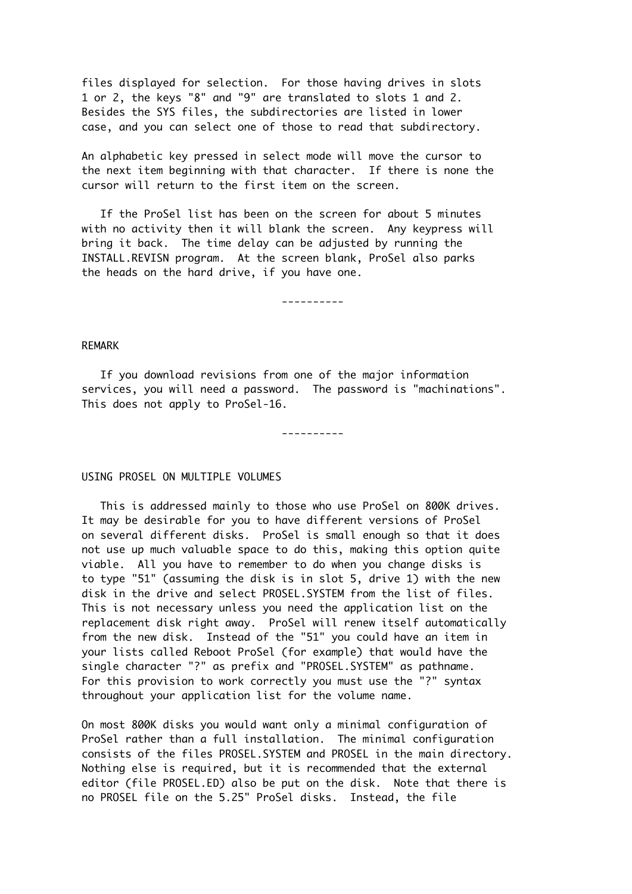files displayed for selection. For those having drives in slots 1 or 2, the keys "8" and "9" are translated to slots 1 and 2. Besides the SYS files, the subdirectories are listed in lower case, and you can select one of those to read that subdirectory.

An alphabetic key pressed in select mode will move the cursor to the next item beginning with that character. If there is none the cursor will return to the first item on the screen.

If the ProSel list has been on the screen for about 5 minutes with no activity then it will blank the screen. Any keypress will bring it back. The time delay can be adjusted by running the INSTALL.REVISN program. At the screen blank, ProSel also parks the heads on the hard drive, if you have one.

----------

## REMARK

If you download revisions from one of the major information services, you will need a password. The password is "machinations". This does not apply to ProSel-16.

----------

## USING PROSEL ON MULTIPLE VOLUMES

This is addressed mainly to those who use ProSel on 800K drives. It may be desirable for you to have different versions of ProSel on several different disks. ProSel is small enough so that it does not use up much valuable space to do this, making this option quite viable. All you have to remember to do when you change disks is to type "51" (assuming the disk is in slot 5, drive 1) with the new disk in the drive and select PROSEL.SYSTEM from the list of files. This is not necessary unless you need the application list on the replacement disk right away. ProSel will renew itself automatically from the new disk. Instead of the "51" you could have an item in your lists called Reboot ProSel (for example) that would have the single character "?" as prefix and "PROSEL.SYSTEM" as pathname. For this provision to work correctly you must use the "?" syntax throughout your application list for the volume name.

On most 800K disks you would want only a minimal configuration of ProSel rather than a full installation. The minimal configuration consists of the files PROSEL.SYSTEM and PROSEL in the main directory. Nothing else is required, but it is recommended that the external editor (file PROSEL.ED) also be put on the disk. Note that there is no PROSEL file on the 5.25" ProSel disks. Instead, the file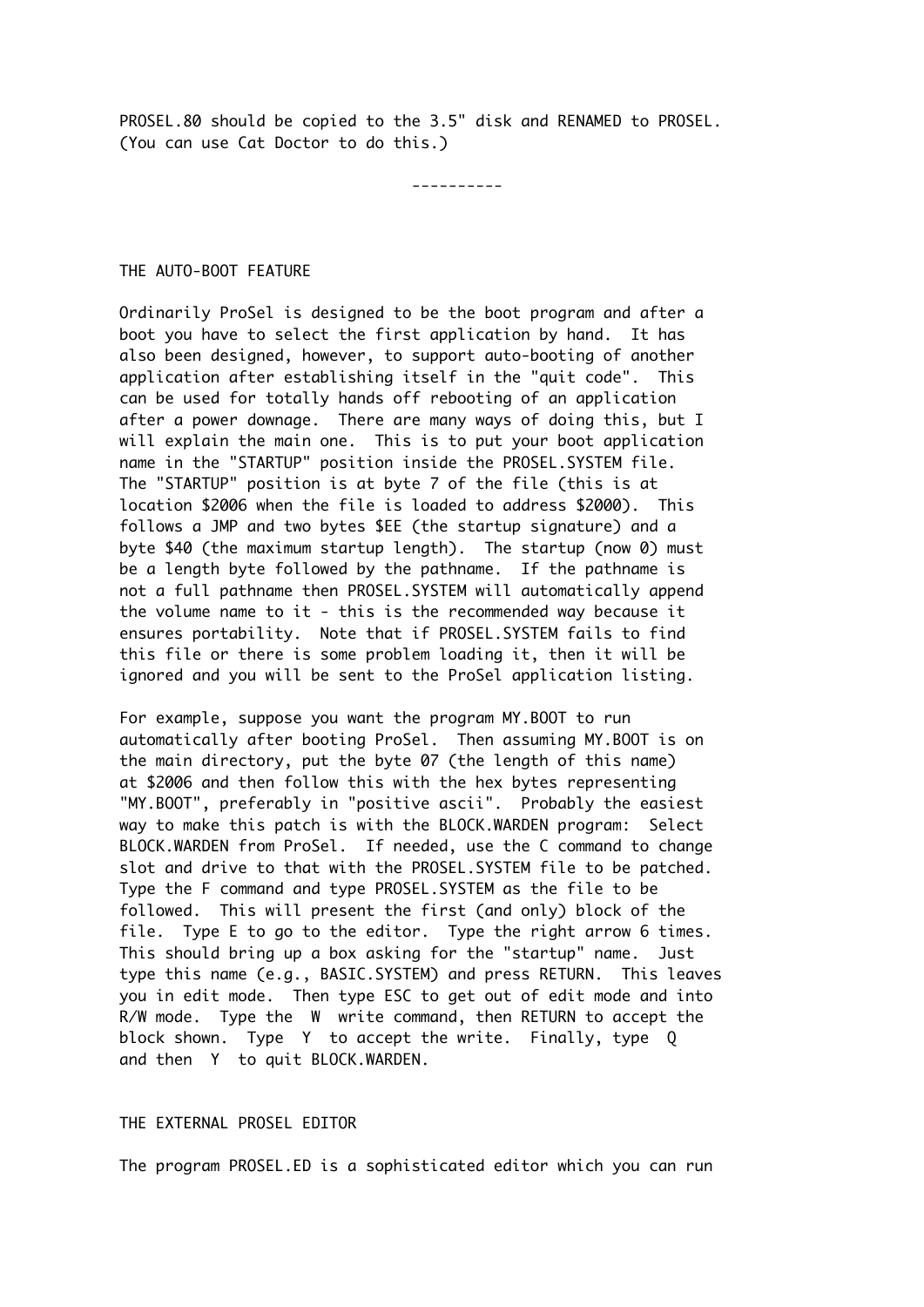PROSEL.80 should be copied to the 3.5" disk and RENAMED to PROSEL. (You can use Cat Doctor to do this.)

----------

## THE AUTO-BOOT FEATURE

Ordinarily ProSel is designed to be the boot program and after a boot you have to select the first application by hand. It has also been designed, however, to support auto-booting of another application after establishing itself in the "quit code". This can be used for totally hands off rebooting of an application after a power downage. There are many ways of doing this, but I will explain the main one. This is to put your boot application name in the "STARTUP" position inside the PROSEL.SYSTEM file. The "STARTUP" position is at byte 7 of the file (this is at location $2006 when the file is loaded to address $2000). This follows a JMP and two bytes $EE (the startup signature) and a byte $40 (the maximum startup length). The startup (now 0) must be a length byte followed by the pathname. If the pathname is not a full pathname then PROSEL.SYSTEM will automatically append the volume name to it - this is the recommended way because it ensures portability. Note that if PROSEL.SYSTEM fails to find this file or there is some problem loading it, then it will be ignored and you will be sent to the ProSel application listing.

For example, suppose you want the program MY.BOOT to run automatically after booting ProSel. Then assuming MY.BOOT is on the main directory, put the byte 07 (the length of this name) at $2006 and then follow this with the hex bytes representing "MY.BOOT", preferably in "positive ascii". Probably the easiest way to make this patch is with the BLOCK.WARDEN program: Select BLOCK.WARDEN from ProSel. If needed, use the C command to change slot and drive to that with the PROSEL.SYSTEM file to be patched. Type the F command and type PROSEL.SYSTEM as the file to be followed. This will present the first (and only) block of the file. Type E to go to the editor. Type the right arrow 6 times. This should bring up a box asking for the "startup" name. Just type this name (e.g., BASIC.SYSTEM) and press RETURN. This leaves you in edit mode. Then type ESC to get out of edit mode and into R/W mode. Type the W write command, then RETURN to accept the block shown. Type Y to accept the write. Finally, type Q and then Y to quit BLOCK.WARDEN.

## THE EXTERNAL PROSEL EDITOR

The program PROSEL.ED is a sophisticated editor which you can run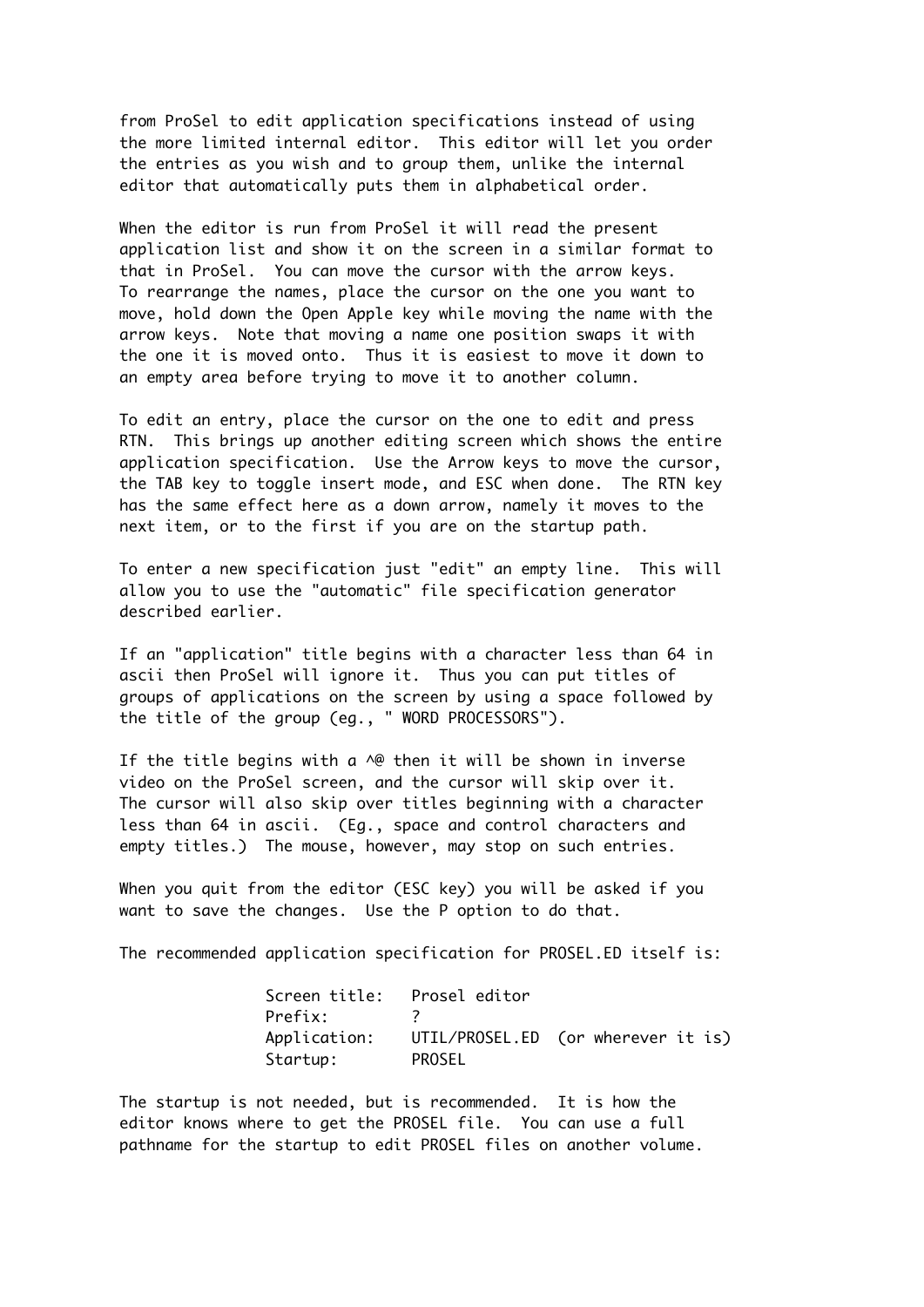from ProSel to edit application specifications instead of using the more limited internal editor. This editor will let you order the entries as you wish and to group them, unlike the internal editor that automatically puts them in alphabetical order.

When the editor is run from ProSel it will read the present application list and show it on the screen in a similar format to that in ProSel. You can move the cursor with the arrow keys. To rearrange the names, place the cursor on the one you want to move, hold down the Open Apple key while moving the name with the arrow keys. Note that moving a name one position swaps it with the one it is moved onto. Thus it is easiest to move it down to an empty area before trying to move it to another column.

To edit an entry, place the cursor on the one to edit and press RTN. This brings up another editing screen which shows the entire application specification. Use the Arrow keys to move the cursor, the TAB key to toggle insert mode, and ESC when done. The RTN key has the same effect here as a down arrow, namely it moves to the next item, or to the first if you are on the startup path.

To enter a new specification just "edit" an empty line. This will allow you to use the "automatic" file specification generator described earlier.

If an "application" title begins with a character less than 64 in ascii then ProSel will ignore it. Thus you can put titles of groups of applications on the screen by using a space followed by the title of the group (eg., " WORD PROCESSORS").

If the title begins with a ^@ then it will be shown in inverse video on the ProSel screen, and the cursor will skip over it. The cursor will also skip over titles beginning with a character less than 64 in ascii. (Eg., space and control characters and empty titles.) The mouse, however, may stop on such entries.

When you quit from the editor (ESC key) you will be asked if you want to save the changes. Use the P option to do that.

The recommended application specification for PROSEL.ED itself is:

```
Screen title:   Prosel editor
Prefix:         ?
Application:    UTIL/PROSEL.ED  (or wherever it is)
Startup:        PROSEL
```

The startup is not needed, but is recommended. It is how the editor knows where to get the PROSEL file. You can use a full pathname for the startup to edit PROSEL files on another volume.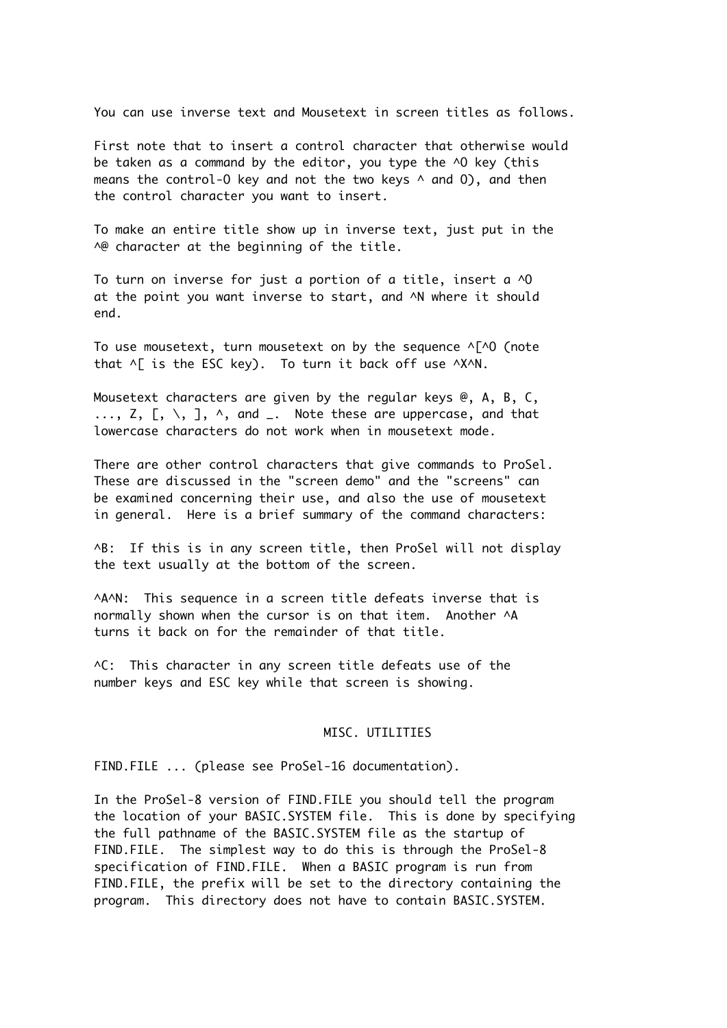You can use inverse text and Mousetext in screen titles as follows.

First note that to insert a control character that otherwise would be taken as a command by the editor, you type the ^O key (this means the control-O key and not the two keys ^ and O), and then the control character you want to insert.

To make an entire title show up in inverse text, just put in the ^@ character at the beginning of the title.

To turn on inverse for just a portion of a title, insert a ^O at the point you want inverse to start, and ^N where it should end.

To use mousetext, turn mousetext on by the sequence ^[^O (note that ^[ is the ESC key). To turn it back off use ^X^N.

Mousetext characters are given by the regular keys @, A, B, C, ..., Z, [, \, ], ^, and _. Note these are uppercase, and that lowercase characters do not work when in mousetext mode.

There are other control characters that give commands to ProSel. These are discussed in the "screen demo" and the "screens" can be examined concerning their use, and also the use of mousetext in general. Here is a brief summary of the command characters:

^B: If this is in any screen title, then ProSel will not display the text usually at the bottom of the screen.

^A^N: This sequence in a screen title defeats inverse that is normally shown when the cursor is on that item. Another ^A turns it back on for the remainder of that title.

^C: This character in any screen title defeats use of the number keys and ESC key while that screen is showing.

## MISC. UTILITIES

FIND.FILE ... (please see ProSel-16 documentation).

In the ProSel-8 version of FIND.FILE you should tell the program the location of your BASIC.SYSTEM file. This is done by specifying the full pathname of the BASIC.SYSTEM file as the startup of FIND.FILE. The simplest way to do this is through the ProSel-8 specification of FIND.FILE. When a BASIC program is run from FIND.FILE, the prefix will be set to the directory containing the program. This directory does not have to contain BASIC.SYSTEM.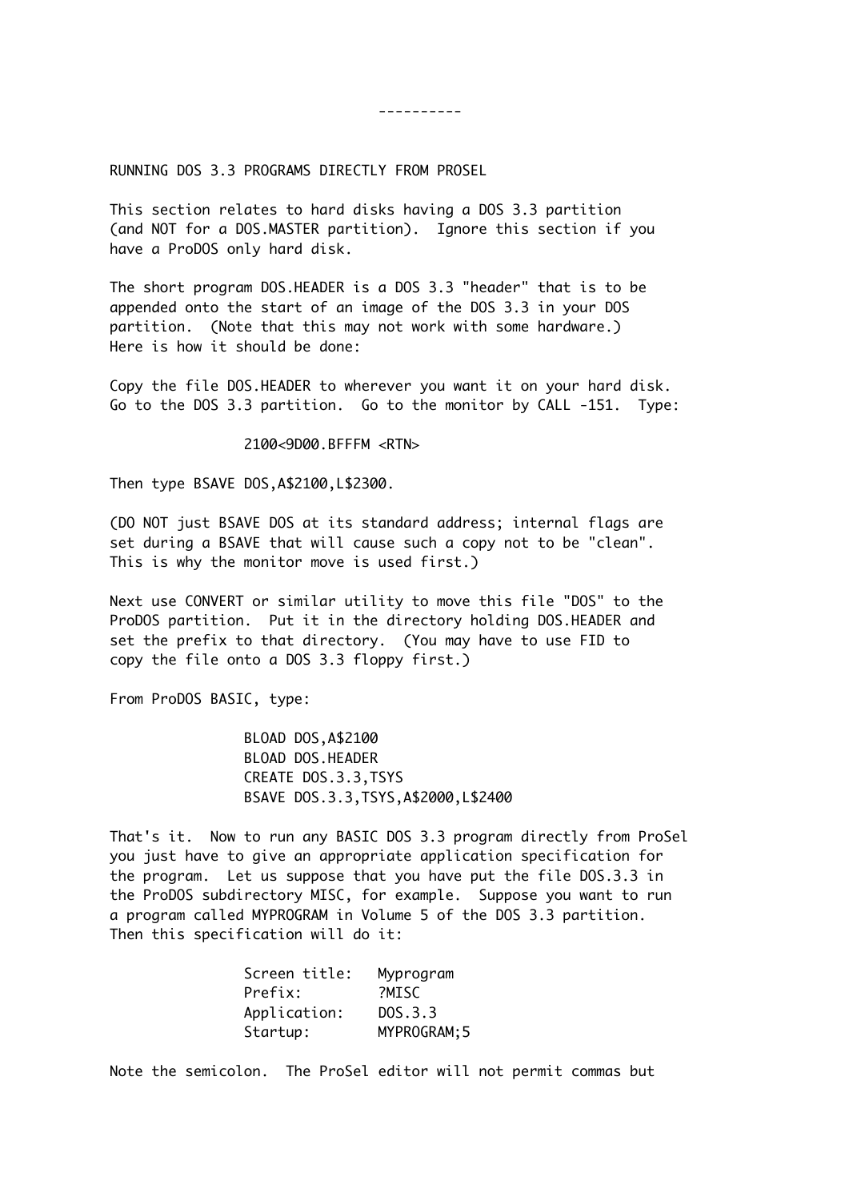----------

RUNNING DOS 3.3 PROGRAMS DIRECTLY FROM PROSEL

This section relates to hard disks having a DOS 3.3 partition (and NOT for a DOS.MASTER partition). Ignore this section if you have a ProDOS only hard disk.

The short program DOS.HEADER is a DOS 3.3 "header" that is to be appended onto the start of an image of the DOS 3.3 in your DOS partition. (Note that this may not work with some hardware.) Here is how it should be done:

Copy the file DOS.HEADER to wherever you want it on your hard disk. Go to the DOS 3.3 partition. Go to the monitor by CALL -151. Type:

```
2100<9D00.BFFFM <RTN>
```

Then type BSAVE DOS,A$2100,L$2300.

(DO NOT just BSAVE DOS at its standard address; internal flags are set during a BSAVE that will cause such a copy not to be "clean". This is why the monitor move is used first.)

Next use CONVERT or similar utility to move this file "DOS" to the ProDOS partition. Put it in the directory holding DOS.HEADER and set the prefix to that directory. (You may have to use FID to copy the file onto a DOS 3.3 floppy first.)

From ProDOS BASIC, type:

```
BLOAD DOS,A$2100
BLOAD DOS.HEADER
CREATE DOS.3.3,TSYS
BSAVE DOS.3.3,TSYS,A$2000,L$2400
```

That's it. Now to run any BASIC DOS 3.3 program directly from ProSel you just have to give an appropriate application specification for the program. Let us suppose that you have put the file DOS.3.3 in the ProDOS subdirectory MISC, for example. Suppose you want to run a program called MYPROGRAM in Volume 5 of the DOS 3.3 partition. Then this specification will do it:

```
Screen title:   Myprogram
Prefix:         ?MISC
Application:    DOS.3.3
Startup:        MYPROGRAM;5
```

Note the semicolon. The ProSel editor will not permit commas but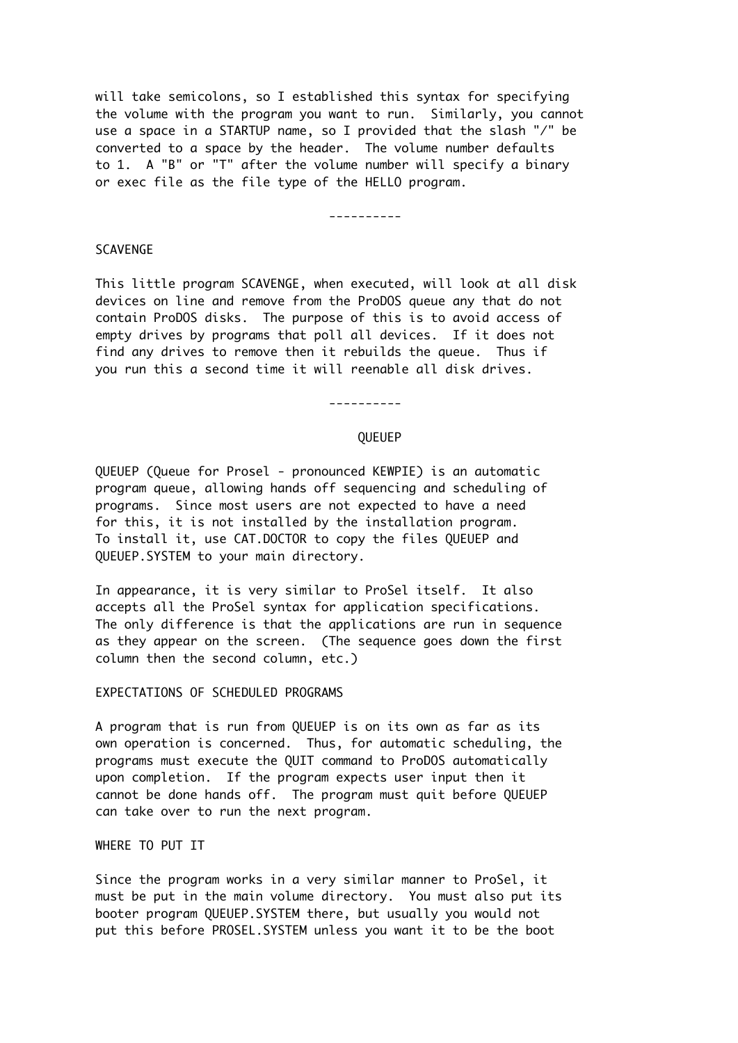will take semicolons, so I established this syntax for specifying the volume with the program you want to run. Similarly, you cannot use a space in a STARTUP name, so I provided that the slash "/" be converted to a space by the header. The volume number defaults to 1. A "B" or "T" after the volume number will specify a binary or exec file as the file type of the HELLO program.

----------

## SCAVENGE

This little program SCAVENGE, when executed, will look at all disk devices on line and remove from the ProDOS queue any that do not contain ProDOS disks. The purpose of this is to avoid access of empty drives by programs that poll all devices. If it does not find any drives to remove then it rebuilds the queue. Thus if you run this a second time it will reenable all disk drives.

----------

## QUEUEP

QUEUEP (Queue for Prosel - pronounced KEWPIE) is an automatic program queue, allowing hands off sequencing and scheduling of programs. Since most users are not expected to have a need for this, it is not installed by the installation program. To install it, use CAT.DOCTOR to copy the files QUEUEP and QUEUEP.SYSTEM to your main directory.

In appearance, it is very similar to ProSel itself. It also accepts all the ProSel syntax for application specifications. The only difference is that the applications are run in sequence as they appear on the screen. (The sequence goes down the first column then the second column, etc.)

### EXPECTATIONS OF SCHEDULED PROGRAMS

A program that is run from QUEUEP is on its own as far as its own operation is concerned. Thus, for automatic scheduling, the programs must execute the QUIT command to ProDOS automatically upon completion. If the program expects user input then it cannot be done hands off. The program must quit before QUEUEP can take over to run the next program.

### WHERE TO PUT IT

Since the program works in a very similar manner to ProSel, it must be put in the main volume directory. You must also put its booter program QUEUEP.SYSTEM there, but usually you would not put this before PROSEL.SYSTEM unless you want it to be the boot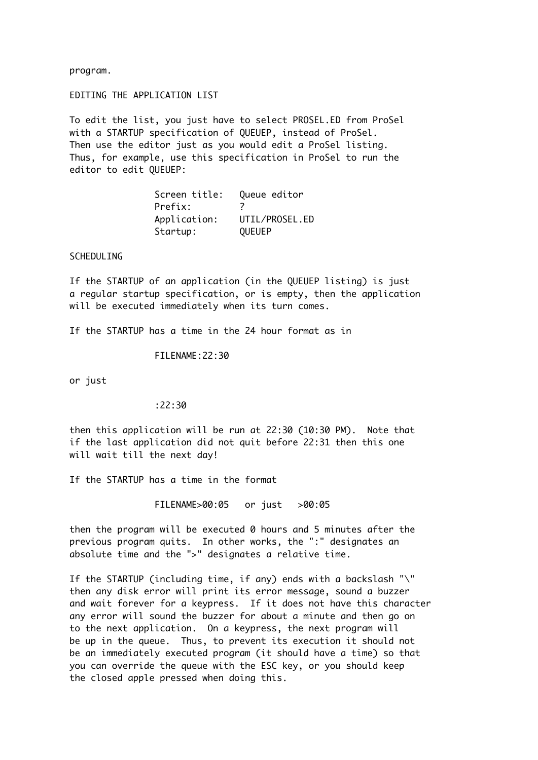program.

## EDITING THE APPLICATION LIST

To edit the list, you just have to select PROSEL.ED from ProSel with a STARTUP specification of QUEUEP, instead of ProSel. Then use the editor just as you would edit a ProSel listing. Thus, for example, use this specification in ProSel to run the editor to edit QUEUEP:

```
Screen title:   Queue editor
Prefix:         ?
Application:    UTIL/PROSEL.ED
Startup:        QUEUEP
```

## SCHEDULING

If the STARTUP of an application (in the QUEUEP listing) is just a regular startup specification, or is empty, then the application will be executed immediately when its turn comes.

If the STARTUP has a time in the 24 hour format as in

```
FILENAME:22:30
```

or just

```
:22:30
```

then this application will be run at 22:30 (10:30 PM). Note that if the last application did not quit before 22:31 then this one will wait till the next day!

If the STARTUP has a time in the format

```
FILENAME>00:05   or just   >00:05
```

then the program will be executed 0 hours and 5 minutes after the previous program quits. In other works, the ":" designates an absolute time and the ">" designates a relative time.

If the STARTUP (including time, if any) ends with a backslash "\" then any disk error will print its error message, sound a buzzer and wait forever for a keypress. If it does not have this character any error will sound the buzzer for about a minute and then go on to the next application. On a keypress, the next program will be up in the queue. Thus, to prevent its execution it should not be an immediately executed program (it should have a time) so that you can override the queue with the ESC key, or you should keep the closed apple pressed when doing this.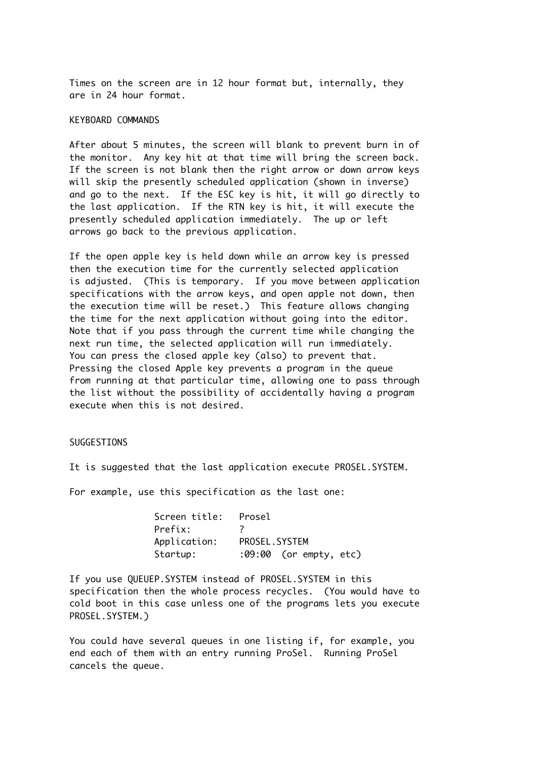Times on the screen are in 12 hour format but, internally, they are in 24 hour format.

## KEYBOARD COMMANDS

After about 5 minutes, the screen will blank to prevent burn in of the monitor. Any key hit at that time will bring the screen back. If the screen is not blank then the right arrow or down arrow keys will skip the presently scheduled application (shown in inverse) and go to the next. If the ESC key is hit, it will go directly to the last application. If the RTN key is hit, it will execute the presently scheduled application immediately. The up or left arrows go back to the previous application.

If the open apple key is held down while an arrow key is pressed then the execution time for the currently selected application is adjusted. (This is temporary. If you move between application specifications with the arrow keys, and open apple not down, then the execution time will be reset.) This feature allows changing the time for the next application without going into the editor. Note that if you pass through the current time while changing the next run time, the selected application will run immediately. You can press the closed apple key (also) to prevent that. Pressing the closed Apple key prevents a program in the queue from running at that particular time, allowing one to pass through the list without the possibility of accidentally having a program execute when this is not desired.

## SUGGESTIONS

It is suggested that the last application execute PROSEL.SYSTEM.

For example, use this specification as the last one:

```
Screen title:   Prosel
Prefix:         ?
Application:    PROSEL.SYSTEM
Startup:        :09:00  (or empty, etc)
```

If you use QUEUEP.SYSTEM instead of PROSEL.SYSTEM in this specification then the whole process recycles. (You would have to cold boot in this case unless one of the programs lets you execute PROSEL.SYSTEM.)

You could have several queues in one listing if, for example, you end each of them with an entry running ProSel. Running ProSel cancels the queue.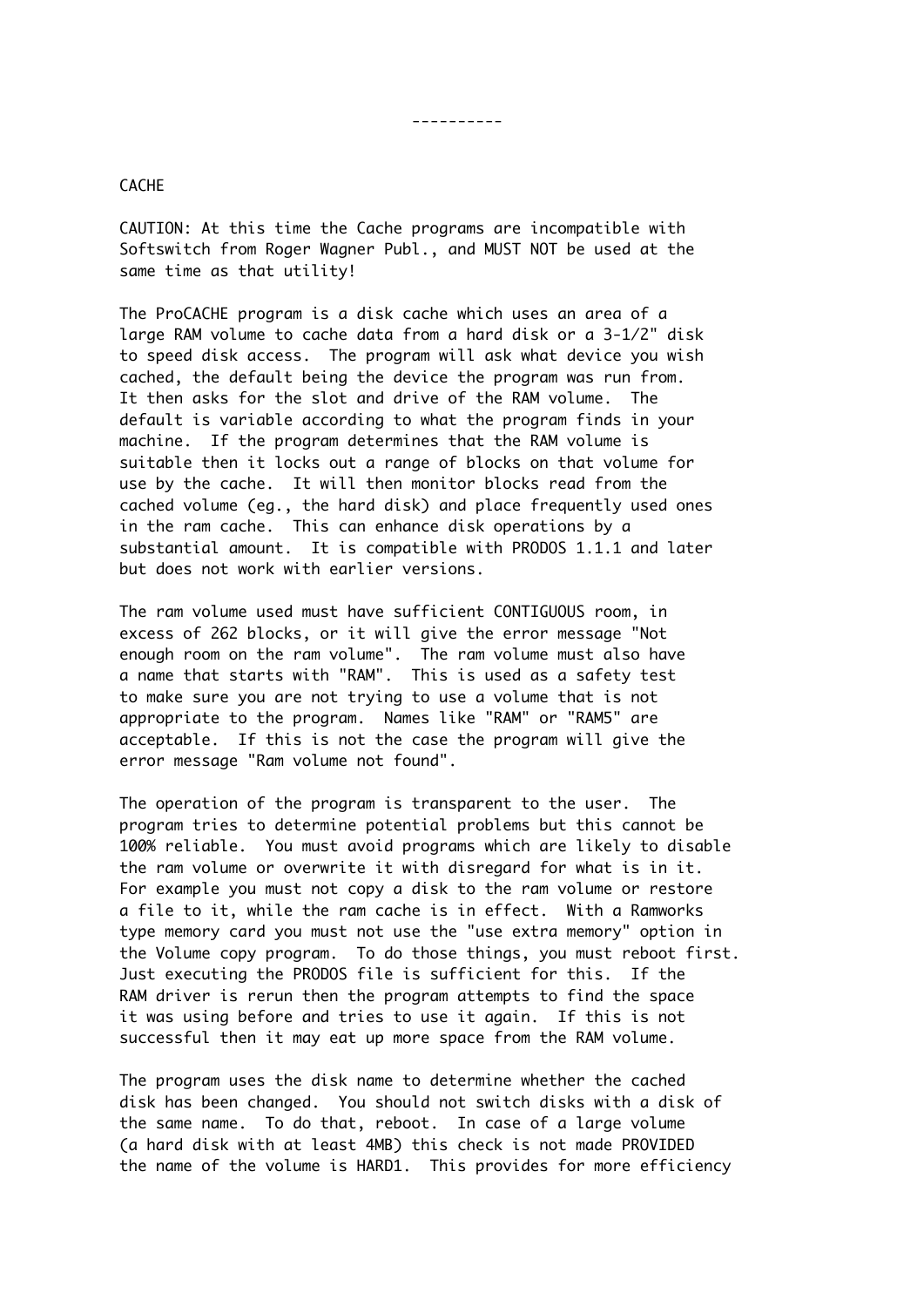----------

## CACHE

CAUTION: At this time the Cache programs are incompatible with Softswitch from Roger Wagner Publ., and MUST NOT be used at the same time as that utility!

The ProCACHE program is a disk cache which uses an area of a large RAM volume to cache data from a hard disk or a 3-1/2" disk to speed disk access. The program will ask what device you wish cached, the default being the device the program was run from. It then asks for the slot and drive of the RAM volume. The default is variable according to what the program finds in your machine. If the program determines that the RAM volume is suitable then it locks out a range of blocks on that volume for use by the cache. It will then monitor blocks read from the cached volume (eg., the hard disk) and place frequently used ones in the ram cache. This can enhance disk operations by a substantial amount. It is compatible with PRODOS 1.1.1 and later but does not work with earlier versions.

The ram volume used must have sufficient CONTIGUOUS room, in excess of 262 blocks, or it will give the error message "Not enough room on the ram volume". The ram volume must also have a name that starts with "RAM". This is used as a safety test to make sure you are not trying to use a volume that is not appropriate to the program. Names like "RAM" or "RAM5" are acceptable. If this is not the case the program will give the error message "Ram volume not found".

The operation of the program is transparent to the user. The program tries to determine potential problems but this cannot be 100% reliable. You must avoid programs which are likely to disable the ram volume or overwrite it with disregard for what is in it. For example you must not copy a disk to the ram volume or restore a file to it, while the ram cache is in effect. With a Ramworks type memory card you must not use the "use extra memory" option in the Volume copy program. To do those things, you must reboot first. Just executing the PRODOS file is sufficient for this. If the RAM driver is rerun then the program attempts to find the space it was using before and tries to use it again. If this is not successful then it may eat up more space from the RAM volume.

The program uses the disk name to determine whether the cached disk has been changed. You should not switch disks with a disk of the same name. To do that, reboot. In case of a large volume (a hard disk with at least 4MB) this check is not made PROVIDED the name of the volume is HARD1. This provides for more efficiency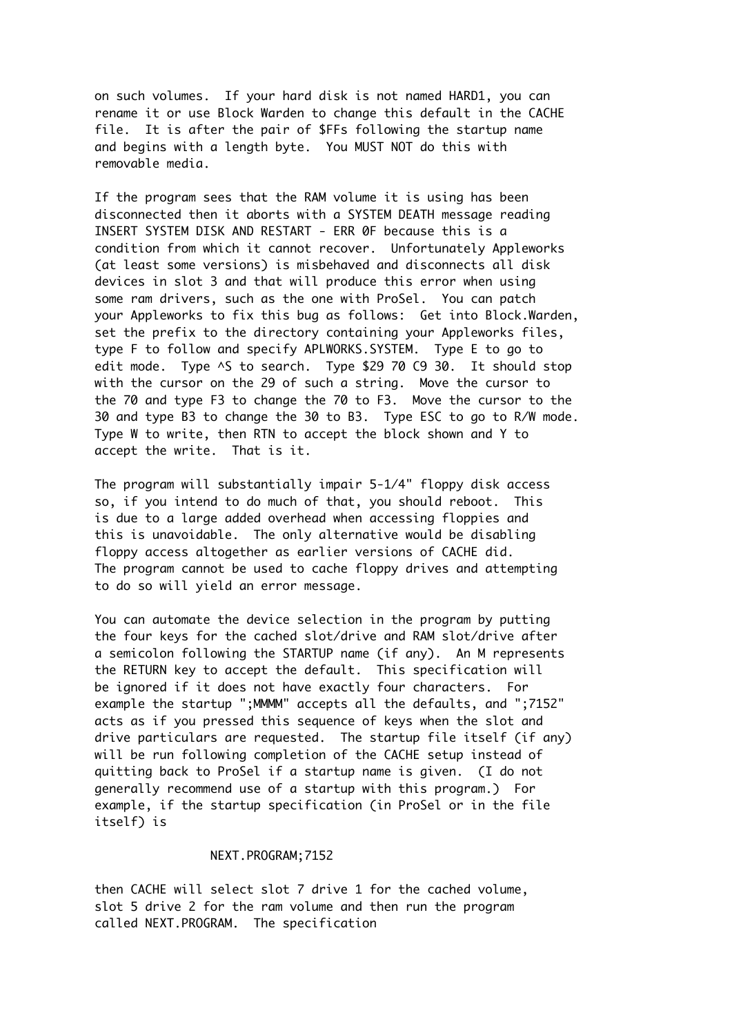on such volumes. If your hard disk is not named HARD1, you can rename it or use Block Warden to change this default in the CACHE file. It is after the pair of $FFs following the startup name and begins with a length byte. You MUST NOT do this with removable media.

If the program sees that the RAM volume it is using has been disconnected then it aborts with a SYSTEM DEATH message reading INSERT SYSTEM DISK AND RESTART - ERR 0F because this is a condition from which it cannot recover. Unfortunately Appleworks (at least some versions) is misbehaved and disconnects all disk devices in slot 3 and that will produce this error when using some ram drivers, such as the one with ProSel. You can patch your Appleworks to fix this bug as follows: Get into Block.Warden, set the prefix to the directory containing your Appleworks files, type F to follow and specify APLWORKS.SYSTEM. Type E to go to edit mode. Type ^S to search. Type $29 70 C9 30. It should stop with the cursor on the 29 of such a string. Move the cursor to the 70 and type F3 to change the 70 to F3. Move the cursor to the 30 and type B3 to change the 30 to B3. Type ESC to go to R/W mode. Type W to write, then RTN to accept the block shown and Y to accept the write. That is it.

The program will substantially impair 5-1/4" floppy disk access so, if you intend to do much of that, you should reboot. This is due to a large added overhead when accessing floppies and this is unavoidable. The only alternative would be disabling floppy access altogether as earlier versions of CACHE did. The program cannot be used to cache floppy drives and attempting to do so will yield an error message.

You can automate the device selection in the program by putting the four keys for the cached slot/drive and RAM slot/drive after a semicolon following the STARTUP name (if any). An M represents the RETURN key to accept the default. This specification will be ignored if it does not have exactly four characters. For example the startup ";MMMM" accepts all the defaults, and ";7152" acts as if you pressed this sequence of keys when the slot and drive particulars are requested. The startup file itself (if any) will be run following completion of the CACHE setup instead of quitting back to ProSel if a startup name is given. (I do not generally recommend use of a startup with this program.) For example, if the startup specification (in ProSel or in the file itself) is

```
NEXT.PROGRAM;7152
```

then CACHE will select slot 7 drive 1 for the cached volume, slot 5 drive 2 for the ram volume and then run the program called NEXT.PROGRAM. The specification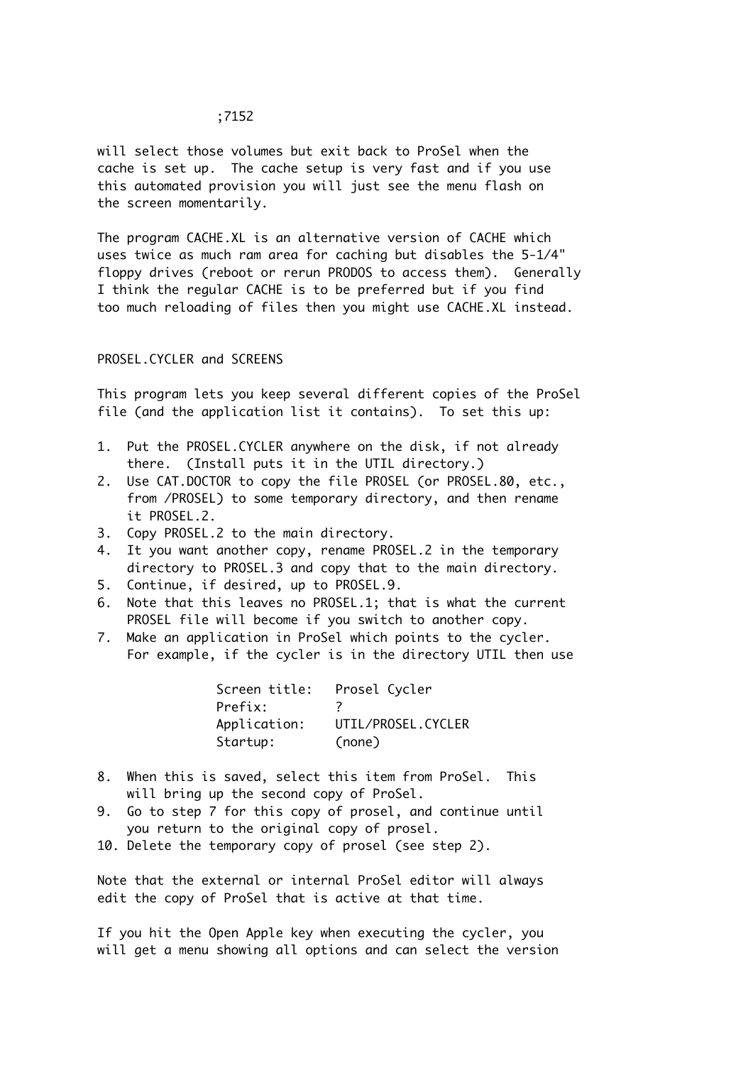;7152

will select those volumes but exit back to ProSel when the cache is set up. The cache setup is very fast and if you use this automated provision you will just see the menu flash on the screen momentarily.

The program CACHE.XL is an alternative version of CACHE which uses twice as much ram area for caching but disables the 5-1/4" floppy drives (reboot or rerun PRODOS to access them). Generally I think the regular CACHE is to be preferred but if you find too much reloading of files then you might use CACHE.XL instead.

PROSEL.CYCLER and SCREENS

This program lets you keep several different copies of the ProSel file (and the application list it contains). To set this up:

1. Put the PROSEL.CYCLER anywhere on the disk, if not already there. (Install puts it in the UTIL directory.)
2. Use CAT.DOCTOR to copy the file PROSEL (or PROSEL.80, etc., from /PROSEL) to some temporary directory, and then rename it PROSEL.2.
3. Copy PROSEL.2 to the main directory.
4. It you want another copy, rename PROSEL.2 in the temporary directory to PROSEL.3 and copy that to the main directory.
5. Continue, if desired, up to PROSEL.9.
6. Note that this leaves no PROSEL.1; that is what the current PROSEL file will become if you switch to another copy.
7. Make an application in ProSel which points to the cycler. For example, if the cycler is in the directory UTIL then use

```
Screen title:   Prosel Cycler
Prefix:         ?
Application:    UTIL/PROSEL.CYCLER
Startup:        (none)
```

8. When this is saved, select this item from ProSel. This will bring up the second copy of ProSel.
9. Go to step 7 for this copy of prosel, and continue until you return to the original copy of prosel.
10. Delete the temporary copy of prosel (see step 2).

Note that the external or internal ProSel editor will always edit the copy of ProSel that is active at that time.

If you hit the Open Apple key when executing the cycler, you will get a menu showing all options and can select the version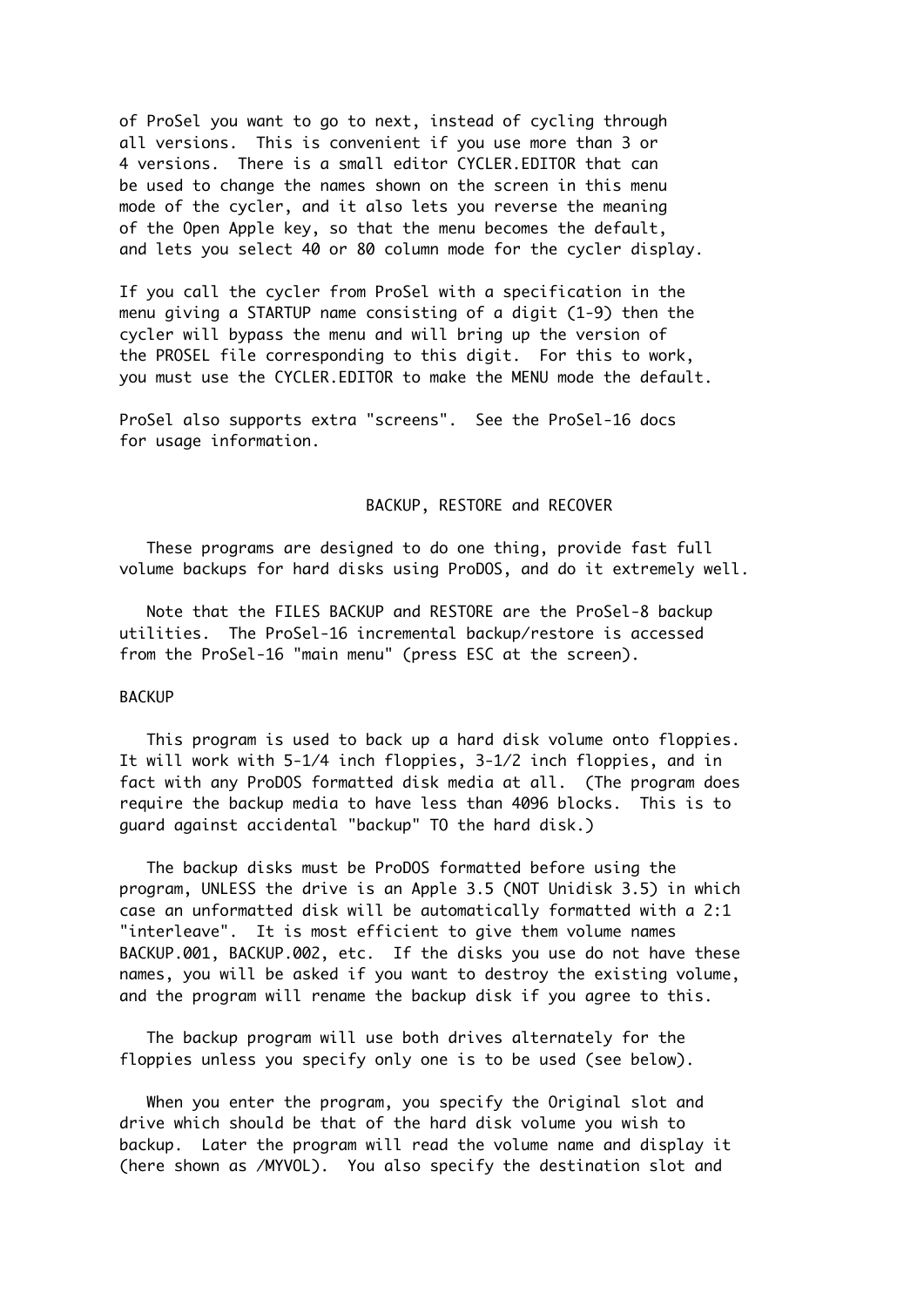of ProSel you want to go to next, instead of cycling through all versions. This is convenient if you use more than 3 or 4 versions. There is a small editor CYCLER.EDITOR that can be used to change the names shown on the screen in this menu mode of the cycler, and it also lets you reverse the meaning of the Open Apple key, so that the menu becomes the default, and lets you select 40 or 80 column mode for the cycler display.

If you call the cycler from ProSel with a specification in the menu giving a STARTUP name consisting of a digit (1-9) then the cycler will bypass the menu and will bring up the version of the PROSEL file corresponding to this digit. For this to work, you must use the CYCLER.EDITOR to make the MENU mode the default.

ProSel also supports extra "screens". See the ProSel-16 docs for usage information.

## BACKUP, RESTORE and RECOVER

These programs are designed to do one thing, provide fast full volume backups for hard disks using ProDOS, and do it extremely well.

Note that the FILES BACKUP and RESTORE are the ProSel-8 backup utilities. The ProSel-16 incremental backup/restore is accessed from the ProSel-16 "main menu" (press ESC at the screen).

### BACKUP

This program is used to back up a hard disk volume onto floppies. It will work with 5-1/4 inch floppies, 3-1/2 inch floppies, and in fact with any ProDOS formatted disk media at all. (The program does require the backup media to have less than 4096 blocks. This is to guard against accidental "backup" TO the hard disk.)

The backup disks must be ProDOS formatted before using the program, UNLESS the drive is an Apple 3.5 (NOT Unidisk 3.5) in which case an unformatted disk will be automatically formatted with a 2:1 "interleave". It is most efficient to give them volume names BACKUP.001, BACKUP.002, etc. If the disks you use do not have these names, you will be asked if you want to destroy the existing volume, and the program will rename the backup disk if you agree to this.

The backup program will use both drives alternately for the floppies unless you specify only one is to be used (see below).

When you enter the program, you specify the Original slot and drive which should be that of the hard disk volume you wish to backup. Later the program will read the volume name and display it (here shown as /MYVOL). You also specify the destination slot and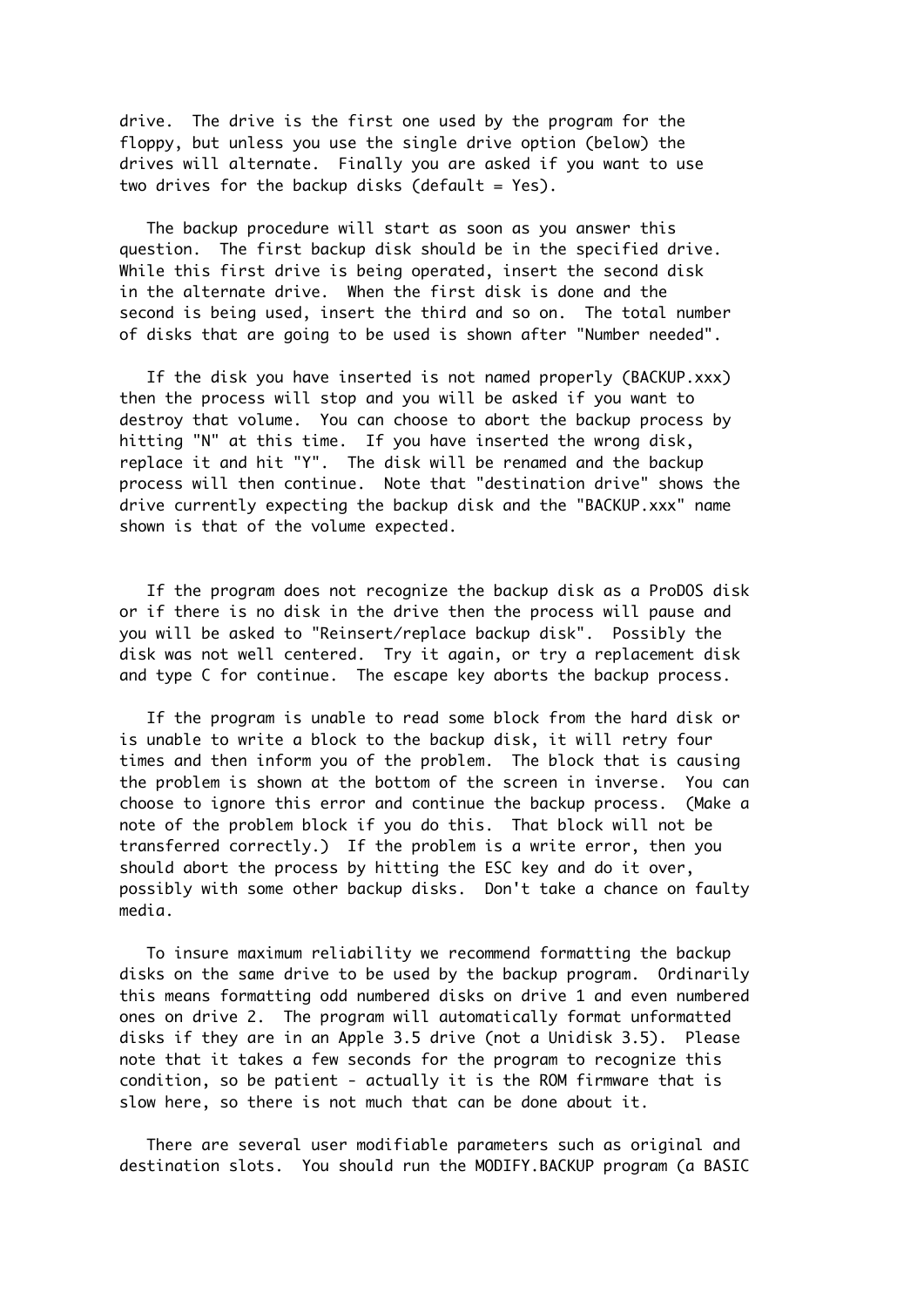drive. The drive is the first one used by the program for the floppy, but unless you use the single drive option (below) the drives will alternate. Finally you are asked if you want to use two drives for the backup disks (default = Yes).

The backup procedure will start as soon as you answer this question. The first backup disk should be in the specified drive. While this first drive is being operated, insert the second disk in the alternate drive. When the first disk is done and the second is being used, insert the third and so on. The total number of disks that are going to be used is shown after "Number needed".

If the disk you have inserted is not named properly (BACKUP.xxx) then the process will stop and you will be asked if you want to destroy that volume. You can choose to abort the backup process by hitting "N" at this time. If you have inserted the wrong disk, replace it and hit "Y". The disk will be renamed and the backup process will then continue. Note that "destination drive" shows the drive currently expecting the backup disk and the "BACKUP.xxx" name shown is that of the volume expected.

If the program does not recognize the backup disk as a ProDOS disk or if there is no disk in the drive then the process will pause and you will be asked to "Reinsert/replace backup disk". Possibly the disk was not well centered. Try it again, or try a replacement disk and type C for continue. The escape key aborts the backup process.

If the program is unable to read some block from the hard disk or is unable to write a block to the backup disk, it will retry four times and then inform you of the problem. The block that is causing the problem is shown at the bottom of the screen in inverse. You can choose to ignore this error and continue the backup process. (Make a note of the problem block if you do this. That block will not be transferred correctly.) If the problem is a write error, then you should abort the process by hitting the ESC key and do it over, possibly with some other backup disks. Don't take a chance on faulty media.

To insure maximum reliability we recommend formatting the backup disks on the same drive to be used by the backup program. Ordinarily this means formatting odd numbered disks on drive 1 and even numbered ones on drive 2. The program will automatically format unformatted disks if they are in an Apple 3.5 drive (not a Unidisk 3.5). Please note that it takes a few seconds for the program to recognize this condition, so be patient - actually it is the ROM firmware that is slow here, so there is not much that can be done about it.

There are several user modifiable parameters such as original and destination slots. You should run the MODIFY.BACKUP program (a BASIC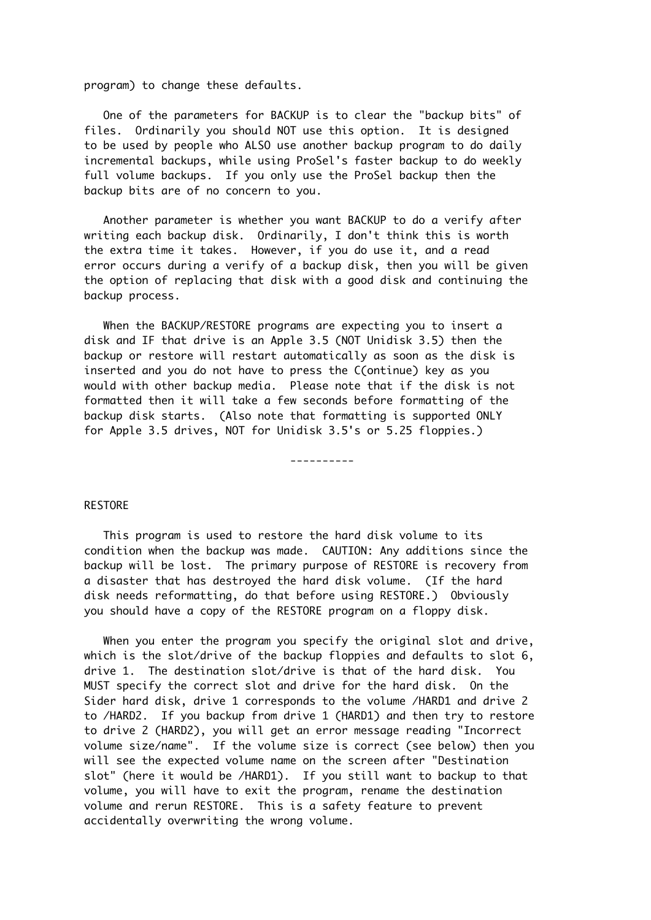program) to change these defaults.

One of the parameters for BACKUP is to clear the "backup bits" of files. Ordinarily you should NOT use this option. It is designed to be used by people who ALSO use another backup program to do daily incremental backups, while using ProSel's faster backup to do weekly full volume backups. If you only use the ProSel backup then the backup bits are of no concern to you.

Another parameter is whether you want BACKUP to do a verify after writing each backup disk. Ordinarily, I don't think this is worth the extra time it takes. However, if you do use it, and a read error occurs during a verify of a backup disk, then you will be given the option of replacing that disk with a good disk and continuing the backup process.

When the BACKUP/RESTORE programs are expecting you to insert a disk and IF that drive is an Apple 3.5 (NOT Unidisk 3.5) then the backup or restore will restart automatically as soon as the disk is inserted and you do not have to press the C(ontinue) key as you would with other backup media. Please note that if the disk is not formatted then it will take a few seconds before formatting of the backup disk starts. (Also note that formatting is supported ONLY for Apple 3.5 drives, NOT for Unidisk 3.5's or 5.25 floppies.)

----------

## RESTORE

This program is used to restore the hard disk volume to its condition when the backup was made. CAUTION: Any additions since the backup will be lost. The primary purpose of RESTORE is recovery from a disaster that has destroyed the hard disk volume. (If the hard disk needs reformatting, do that before using RESTORE.) Obviously you should have a copy of the RESTORE program on a floppy disk.

When you enter the program you specify the original slot and drive, which is the slot/drive of the backup floppies and defaults to slot 6, drive 1. The destination slot/drive is that of the hard disk. You MUST specify the correct slot and drive for the hard disk. On the Sider hard disk, drive 1 corresponds to the volume /HARD1 and drive 2 to /HARD2. If you backup from drive 1 (HARD1) and then try to restore to drive 2 (HARD2), you will get an error message reading "Incorrect volume size/name". If the volume size is correct (see below) then you will see the expected volume name on the screen after "Destination slot" (here it would be /HARD1). If you still want to backup to that volume, you will have to exit the program, rename the destination volume and rerun RESTORE. This is a safety feature to prevent accidentally overwriting the wrong volume.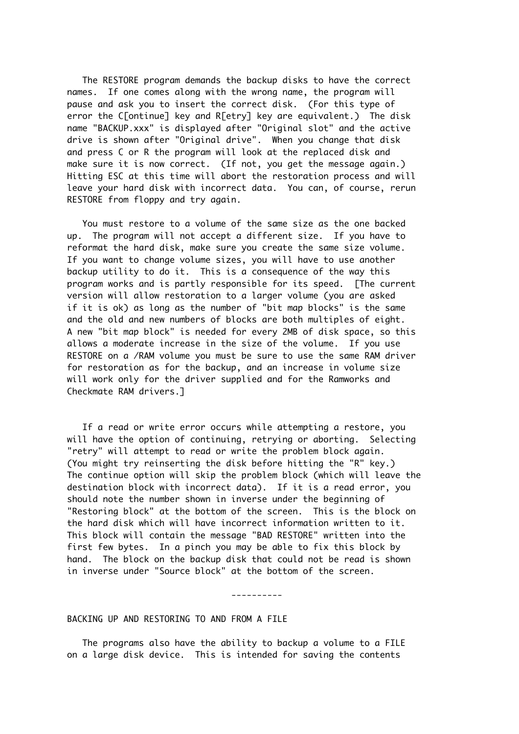The RESTORE program demands the backup disks to have the correct names. If one comes along with the wrong name, the program will pause and ask you to insert the correct disk. (For this type of error the C[ontinue] key and R[etry] key are equivalent.) The disk name "BACKUP.xxx" is displayed after "Original slot" and the active drive is shown after "Original drive". When you change that disk and press C or R the program will look at the replaced disk and make sure it is now correct. (If not, you get the message again.) Hitting ESC at this time will abort the restoration process and will leave your hard disk with incorrect data. You can, of course, rerun RESTORE from floppy and try again.

You must restore to a volume of the same size as the one backed up. The program will not accept a different size. If you have to reformat the hard disk, make sure you create the same size volume. If you want to change volume sizes, you will have to use another backup utility to do it. This is a consequence of the way this program works and is partly responsible for its speed. [The current version will allow restoration to a larger volume (you are asked if it is ok) as long as the number of "bit map blocks" is the same and the old and new numbers of blocks are both multiples of eight. A new "bit map block" is needed for every 2MB of disk space, so this allows a moderate increase in the size of the volume. If you use RESTORE on a /RAM volume you must be sure to use the same RAM driver for restoration as for the backup, and an increase in volume size will work only for the driver supplied and for the Ramworks and Checkmate RAM drivers.]

If a read or write error occurs while attempting a restore, you will have the option of continuing, retrying or aborting. Selecting "retry" will attempt to read or write the problem block again. (You might try reinserting the disk before hitting the "R" key.) The continue option will skip the problem block (which will leave the destination block with incorrect data). If it is a read error, you should note the number shown in inverse under the beginning of "Restoring block" at the bottom of the screen. This is the block on the hard disk which will have incorrect information written to it. This block will contain the message "BAD RESTORE" written into the first few bytes. In a pinch you may be able to fix this block by hand. The block on the backup disk that could not be read is shown in inverse under "Source block" at the bottom of the screen.

----------

BACKING UP AND RESTORING TO AND FROM A FILE

The programs also have the ability to backup a volume to a FILE on a large disk device. This is intended for saving the contents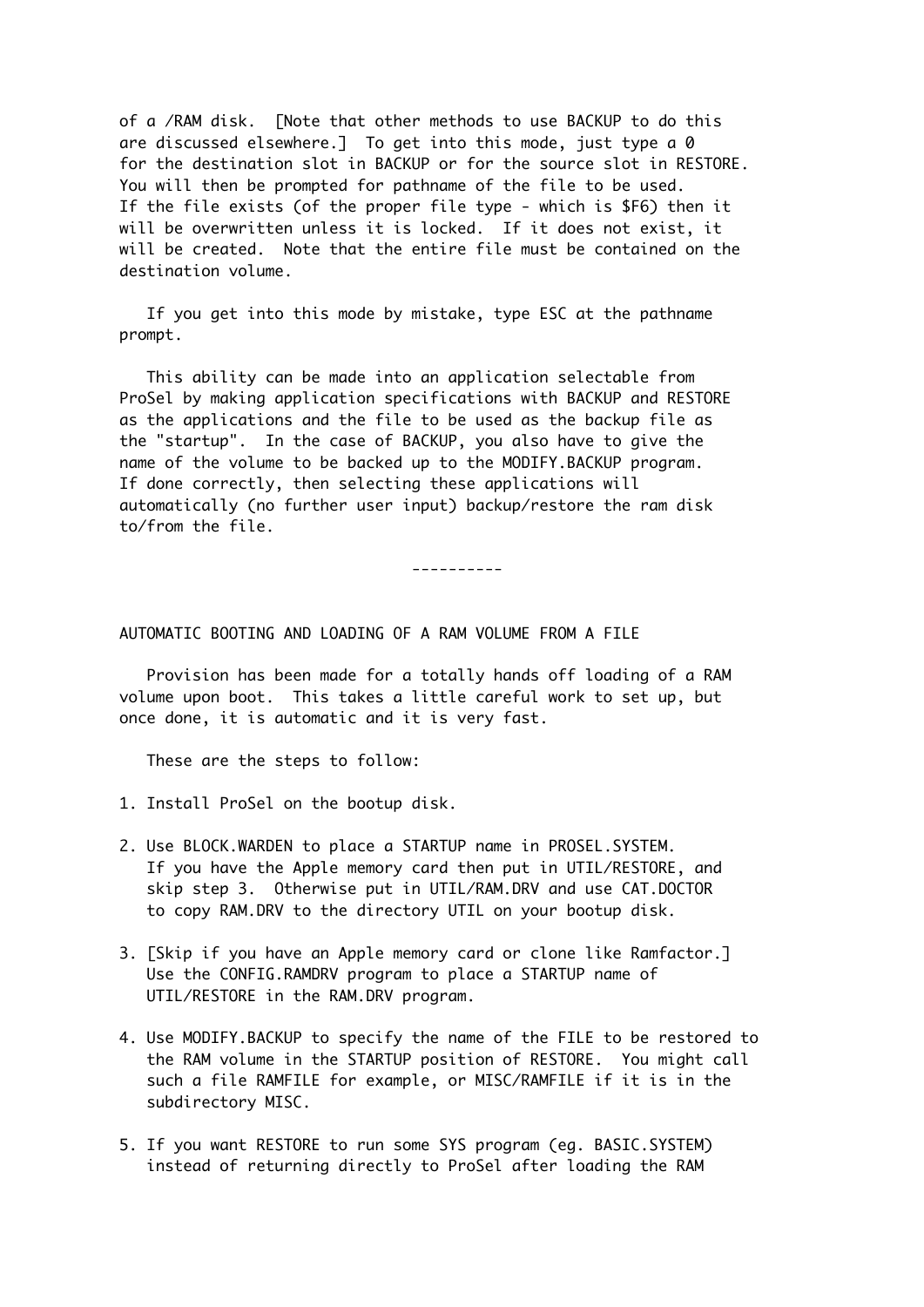of a /RAM disk. [Note that other methods to use BACKUP to do this are discussed elsewhere.] To get into this mode, just type a 0 for the destination slot in BACKUP or for the source slot in RESTORE. You will then be prompted for pathname of the file to be used. If the file exists (of the proper file type - which is $F6) then it will be overwritten unless it is locked. If it does not exist, it will be created. Note that the entire file must be contained on the destination volume.

If you get into this mode by mistake, type ESC at the pathname prompt.

This ability can be made into an application selectable from ProSel by making application specifications with BACKUP and RESTORE as the applications and the file to be used as the backup file as the "startup". In the case of BACKUP, you also have to give the name of the volume to be backed up to the MODIFY.BACKUP program. If done correctly, then selecting these applications will automatically (no further user input) backup/restore the ram disk to/from the file.

----------

## AUTOMATIC BOOTING AND LOADING OF A RAM VOLUME FROM A FILE

Provision has been made for a totally hands off loading of a RAM volume upon boot. This takes a little careful work to set up, but once done, it is automatic and it is very fast.

These are the steps to follow:

1. Install ProSel on the bootup disk.

2. Use BLOCK.WARDEN to place a STARTUP name in PROSEL.SYSTEM. If you have the Apple memory card then put in UTIL/RESTORE, and skip step 3. Otherwise put in UTIL/RAM.DRV and use CAT.DOCTOR to copy RAM.DRV to the directory UTIL on your bootup disk.

3. [Skip if you have an Apple memory card or clone like Ramfactor.] Use the CONFIG.RAMDRV program to place a STARTUP name of UTIL/RESTORE in the RAM.DRV program.

4. Use MODIFY.BACKUP to specify the name of the FILE to be restored to the RAM volume in the STARTUP position of RESTORE. You might call such a file RAMFILE for example, or MISC/RAMFILE if it is in the subdirectory MISC.

5. If you want RESTORE to run some SYS program (eg. BASIC.SYSTEM) instead of returning directly to ProSel after loading the RAM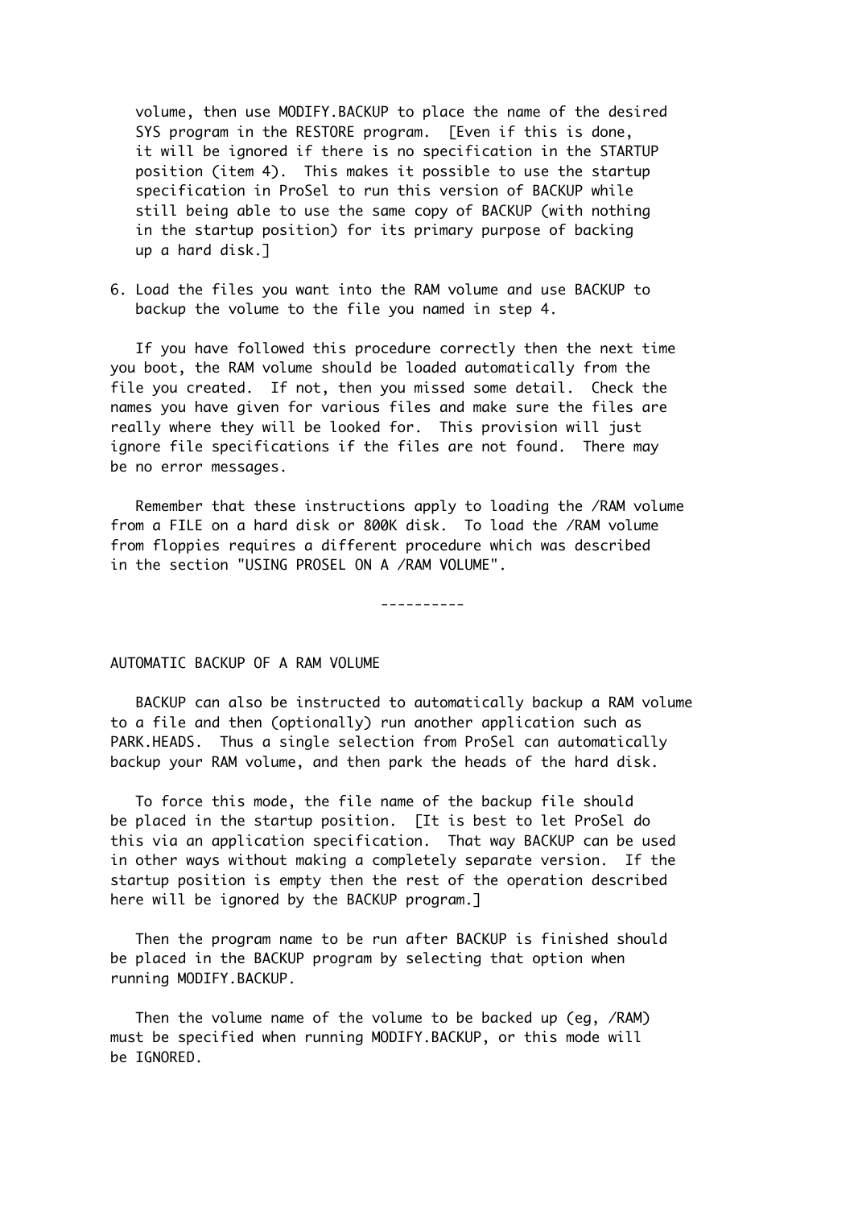volume, then use MODIFY.BACKUP to place the name of the desired SYS program in the RESTORE program. [Even if this is done, it will be ignored if there is no specification in the STARTUP position (item 4). This makes it possible to use the startup specification in ProSel to run this version of BACKUP while still being able to use the same copy of BACKUP (with nothing in the startup position) for its primary purpose of backing up a hard disk.]

6. Load the files you want into the RAM volume and use BACKUP to backup the volume to the file you named in step 4.

If you have followed this procedure correctly then the next time you boot, the RAM volume should be loaded automatically from the file you created. If not, then you missed some detail. Check the names you have given for various files and make sure the files are really where they will be looked for. This provision will just ignore file specifications if the files are not found. There may be no error messages.

Remember that these instructions apply to loading the /RAM volume from a FILE on a hard disk or 800K disk. To load the /RAM volume from floppies requires a different procedure which was described in the section "USING PROSEL ON A /RAM VOLUME".

----------

## AUTOMATIC BACKUP OF A RAM VOLUME

BACKUP can also be instructed to automatically backup a RAM volume to a file and then (optionally) run another application such as PARK.HEADS. Thus a single selection from ProSel can automatically backup your RAM volume, and then park the heads of the hard disk.

To force this mode, the file name of the backup file should be placed in the startup position. [It is best to let ProSel do this via an application specification. That way BACKUP can be used in other ways without making a completely separate version. If the startup position is empty then the rest of the operation described here will be ignored by the BACKUP program.]

Then the program name to be run after BACKUP is finished should be placed in the BACKUP program by selecting that option when running MODIFY.BACKUP.

Then the volume name of the volume to be backed up (eg, /RAM) must be specified when running MODIFY.BACKUP, or this mode will be IGNORED.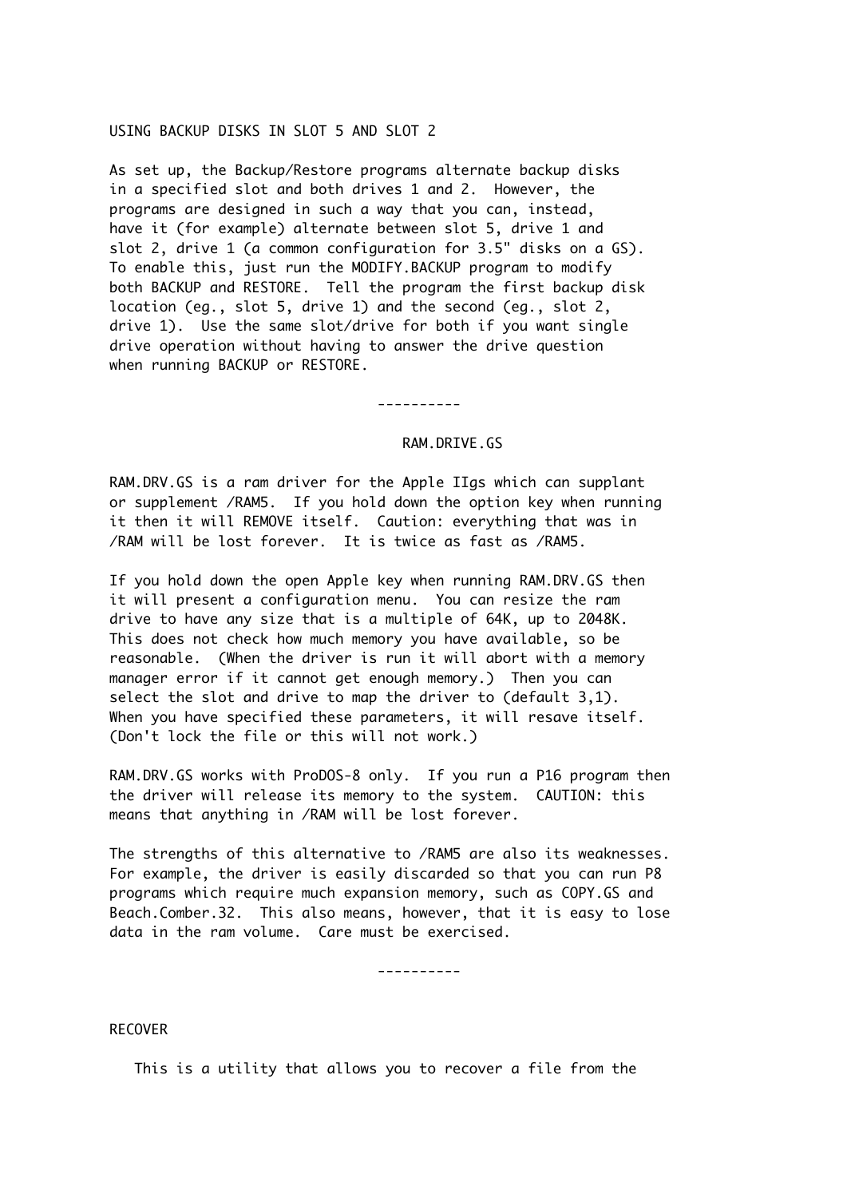## USING BACKUP DISKS IN SLOT 5 AND SLOT 2

As set up, the Backup/Restore programs alternate backup disks in a specified slot and both drives 1 and 2. However, the programs are designed in such a way that you can, instead, have it (for example) alternate between slot 5, drive 1 and slot 2, drive 1 (a common configuration for 3.5" disks on a GS). To enable this, just run the MODIFY.BACKUP program to modify both BACKUP and RESTORE. Tell the program the first backup disk location (eg., slot 5, drive 1) and the second (eg., slot 2, drive 1). Use the same slot/drive for both if you want single drive operation without having to answer the drive question when running BACKUP or RESTORE.

----------

## RAM.DRIVE.GS

RAM.DRV.GS is a ram driver for the Apple IIgs which can supplant or supplement /RAM5. If you hold down the option key when running it then it will REMOVE itself. Caution: everything that was in /RAM will be lost forever. It is twice as fast as /RAM5.

If you hold down the open Apple key when running RAM.DRV.GS then it will present a configuration menu. You can resize the ram drive to have any size that is a multiple of 64K, up to 2048K. This does not check how much memory you have available, so be reasonable. (When the driver is run it will abort with a memory manager error if it cannot get enough memory.) Then you can select the slot and drive to map the driver to (default 3,1). When you have specified these parameters, it will resave itself. (Don't lock the file or this will not work.)

RAM.DRV.GS works with ProDOS-8 only. If you run a P16 program then the driver will release its memory to the system. CAUTION: this means that anything in /RAM will be lost forever.

The strengths of this alternative to /RAM5 are also its weaknesses. For example, the driver is easily discarded so that you can run P8 programs which require much expansion memory, such as COPY.GS and Beach.Comber.32. This also means, however, that it is easy to lose data in the ram volume. Care must be exercised.

----------

## RECOVER

This is a utility that allows you to recover a file from the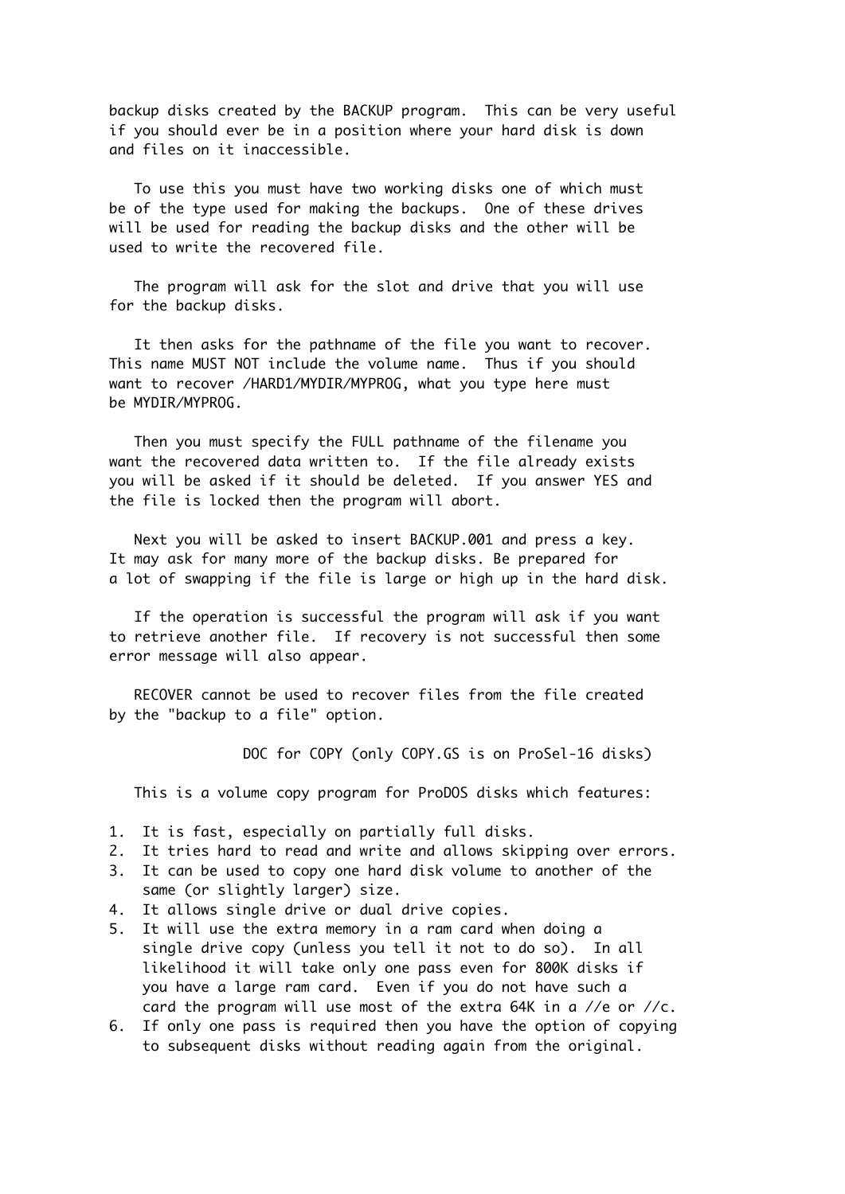backup disks created by the BACKUP program. This can be very useful if you should ever be in a position where your hard disk is down and files on it inaccessible.

To use this you must have two working disks one of which must be of the type used for making the backups. One of these drives will be used for reading the backup disks and the other will be used to write the recovered file.

The program will ask for the slot and drive that you will use for the backup disks.

It then asks for the pathname of the file you want to recover. This name MUST NOT include the volume name. Thus if you should want to recover /HARD1/MYDIR/MYPROG, what you type here must be MYDIR/MYPROG.

Then you must specify the FULL pathname of the filename you want the recovered data written to. If the file already exists you will be asked if it should be deleted. If you answer YES and the file is locked then the program will abort.

Next you will be asked to insert BACKUP.001 and press a key. It may ask for many more of the backup disks. Be prepared for a lot of swapping if the file is large or high up in the hard disk.

If the operation is successful the program will ask if you want to retrieve another file. If recovery is not successful then some error message will also appear.

RECOVER cannot be used to recover files from the file created by the "backup to a file" option.

## DOC for COPY (only COPY.GS is on ProSel-16 disks)

This is a volume copy program for ProDOS disks which features:

1. It is fast, especially on partially full disks.
2. It tries hard to read and write and allows skipping over errors.
3. It can be used to copy one hard disk volume to another of the same (or slightly larger) size.
4. It allows single drive or dual drive copies.
5. It will use the extra memory in a ram card when doing a single drive copy (unless you tell it not to do so). In all likelihood it will take only one pass even for 800K disks if you have a large ram card. Even if you do not have such a card the program will use most of the extra 64K in a //e or //c.
6. If only one pass is required then you have the option of copying to subsequent disks without reading again from the original.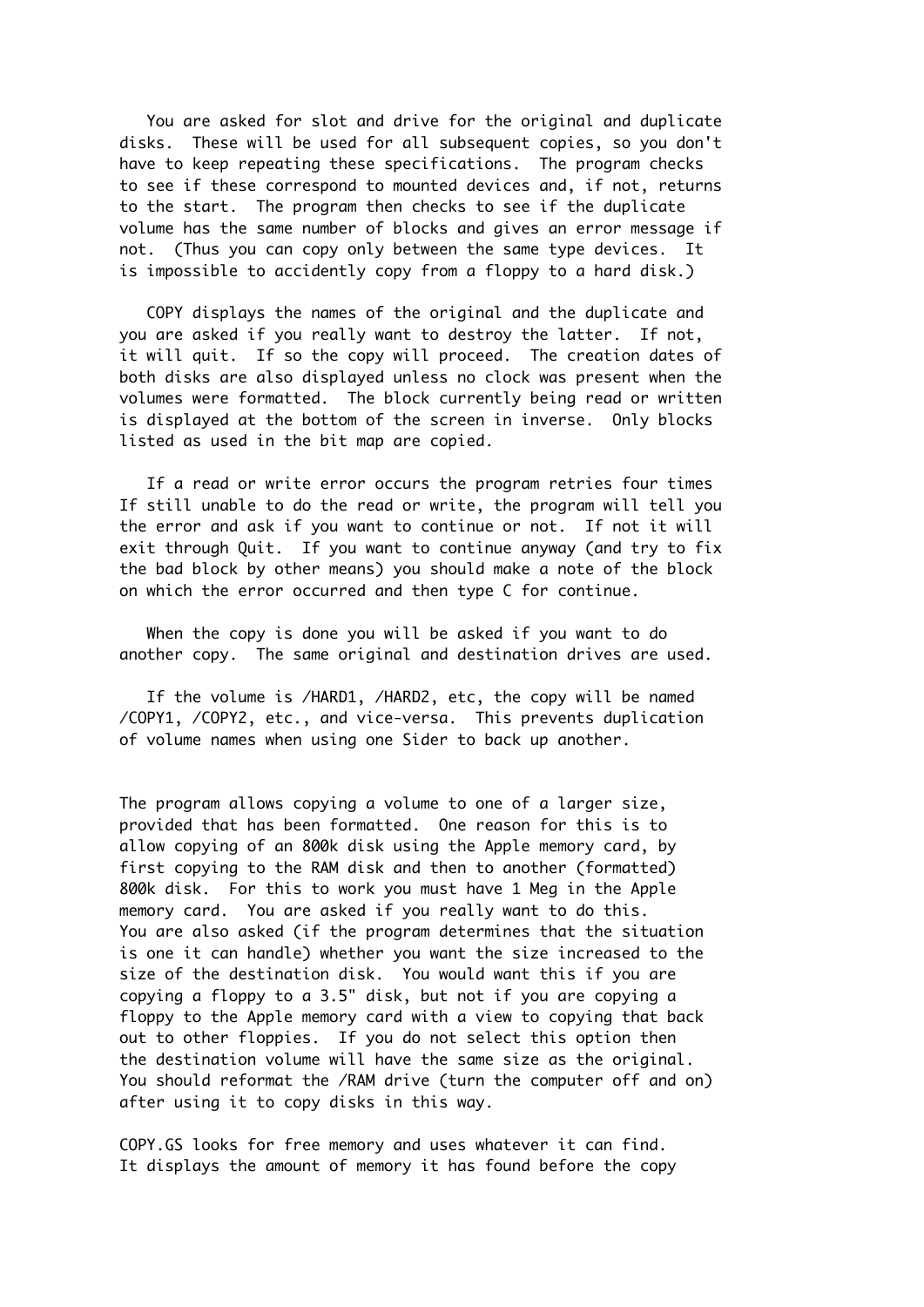You are asked for slot and drive for the original and duplicate disks. These will be used for all subsequent copies, so you don't have to keep repeating these specifications. The program checks to see if these correspond to mounted devices and, if not, returns to the start. The program then checks to see if the duplicate volume has the same number of blocks and gives an error message if not. (Thus you can copy only between the same type devices. It is impossible to accidently copy from a floppy to a hard disk.)

COPY displays the names of the original and the duplicate and you are asked if you really want to destroy the latter. If not, it will quit. If so the copy will proceed. The creation dates of both disks are also displayed unless no clock was present when the volumes were formatted. The block currently being read or written is displayed at the bottom of the screen in inverse. Only blocks listed as used in the bit map are copied.

If a read or write error occurs the program retries four times If still unable to do the read or write, the program will tell you the error and ask if you want to continue or not. If not it will exit through Quit. If you want to continue anyway (and try to fix the bad block by other means) you should make a note of the block on which the error occurred and then type C for continue.

When the copy is done you will be asked if you want to do another copy. The same original and destination drives are used.

If the volume is /HARD1, /HARD2, etc, the copy will be named /COPY1, /COPY2, etc., and vice-versa. This prevents duplication of volume names when using one Sider to back up another.

The program allows copying a volume to one of a larger size, provided that has been formatted. One reason for this is to allow copying of an 800k disk using the Apple memory card, by first copying to the RAM disk and then to another (formatted) 800k disk. For this to work you must have 1 Meg in the Apple memory card. You are asked if you really want to do this. You are also asked (if the program determines that the situation is one it can handle) whether you want the size increased to the size of the destination disk. You would want this if you are copying a floppy to a 3.5" disk, but not if you are copying a floppy to the Apple memory card with a view to copying that back out to other floppies. If you do not select this option then the destination volume will have the same size as the original. You should reformat the /RAM drive (turn the computer off and on) after using it to copy disks in this way.

COPY.GS looks for free memory and uses whatever it can find. It displays the amount of memory it has found before the copy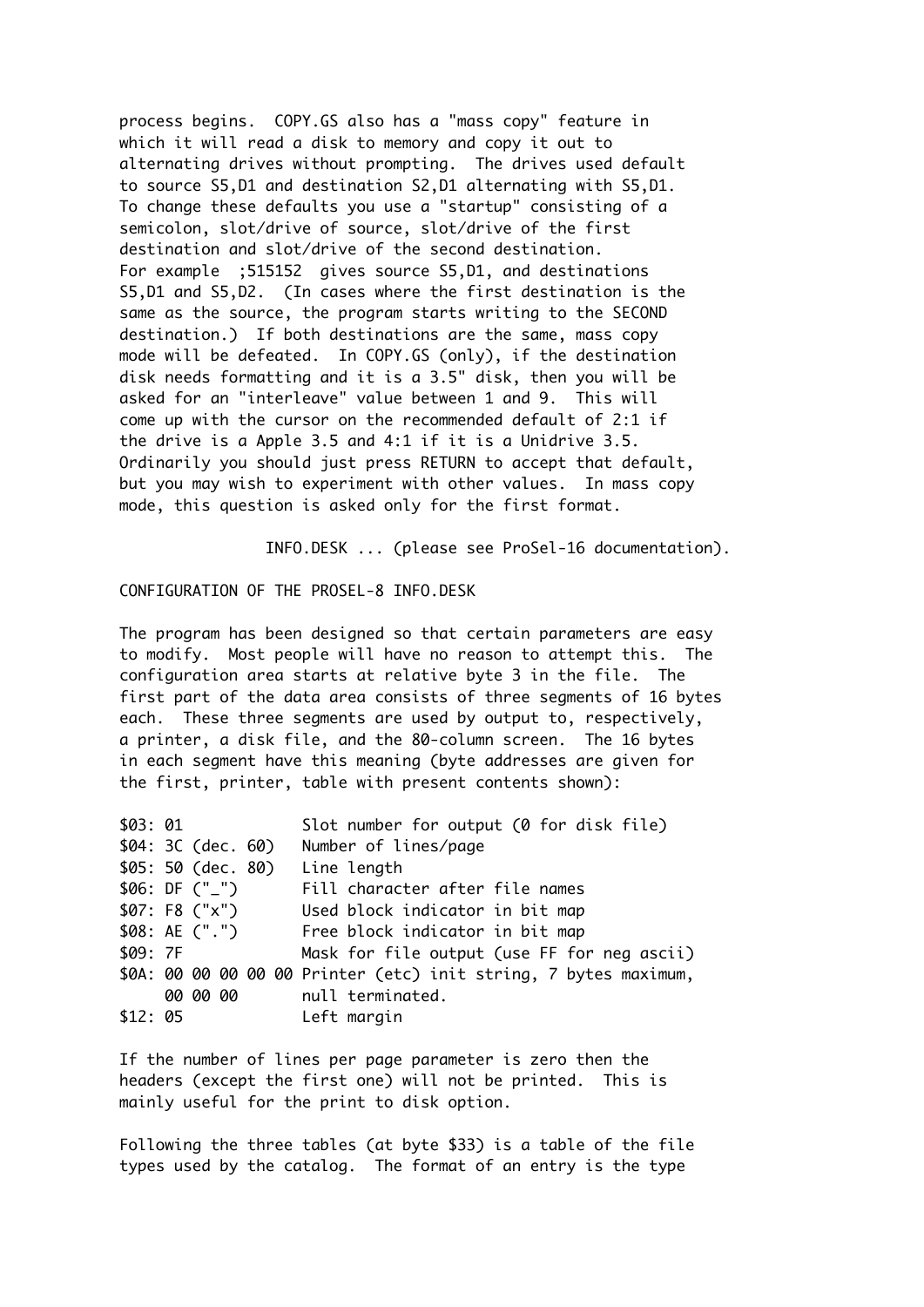process begins. COPY.GS also has a "mass copy" feature in which it will read a disk to memory and copy it out to alternating drives without prompting. The drives used default to source S5,D1 and destination S2,D1 alternating with S5,D1. To change these defaults you use a "startup" consisting of a semicolon, slot/drive of source, slot/drive of the first destination and slot/drive of the second destination. For example ;515152 gives source S5,D1, and destinations S5,D1 and S5,D2. (In cases where the first destination is the same as the source, the program starts writing to the SECOND destination.) If both destinations are the same, mass copy mode will be defeated. In COPY.GS (only), if the destination disk needs formatting and it is a 3.5" disk, then you will be asked for an "interleave" value between 1 and 9. This will come up with the cursor on the recommended default of 2:1 if the drive is a Apple 3.5 and 4:1 if it is a Unidrive 3.5. Ordinarily you should just press RETURN to accept that default, but you may wish to experiment with other values. In mass copy mode, this question is asked only for the first format.

INFO.DESK ... (please see ProSel-16 documentation).

CONFIGURATION OF THE PROSEL-8 INFO.DESK

The program has been designed so that certain parameters are easy to modify. Most people will have no reason to attempt this. The configuration area starts at relative byte 3 in the file. The first part of the data area consists of three segments of 16 bytes each. These three segments are used by output to, respectively, a printer, a disk file, and the 80-column screen. The 16 bytes in each segment have this meaning (byte addresses are given for the first, printer, table with present contents shown):

```
$03: 01             Slot number for output (0 for disk file)
$04: 3C (dec. 60)   Number of lines/page
$05: 50 (dec. 80)   Line length
$06: DF ("_")       Fill character after file names
$07: F8 ("x")       Used block indicator in bit map
$08: AE (".")       Free block indicator in bit map
$09: 7F             Mask for file output (use FF for neg ascii)
$0A: 00 00 00 00 00 Printer (etc) init string, 7 bytes maximum,
     00 00 00       null terminated.
$12: 05             Left margin
```

If the number of lines per page parameter is zero then the headers (except the first one) will not be printed. This is mainly useful for the print to disk option.

Following the three tables (at byte $33) is a table of the file types used by the catalog. The format of an entry is the type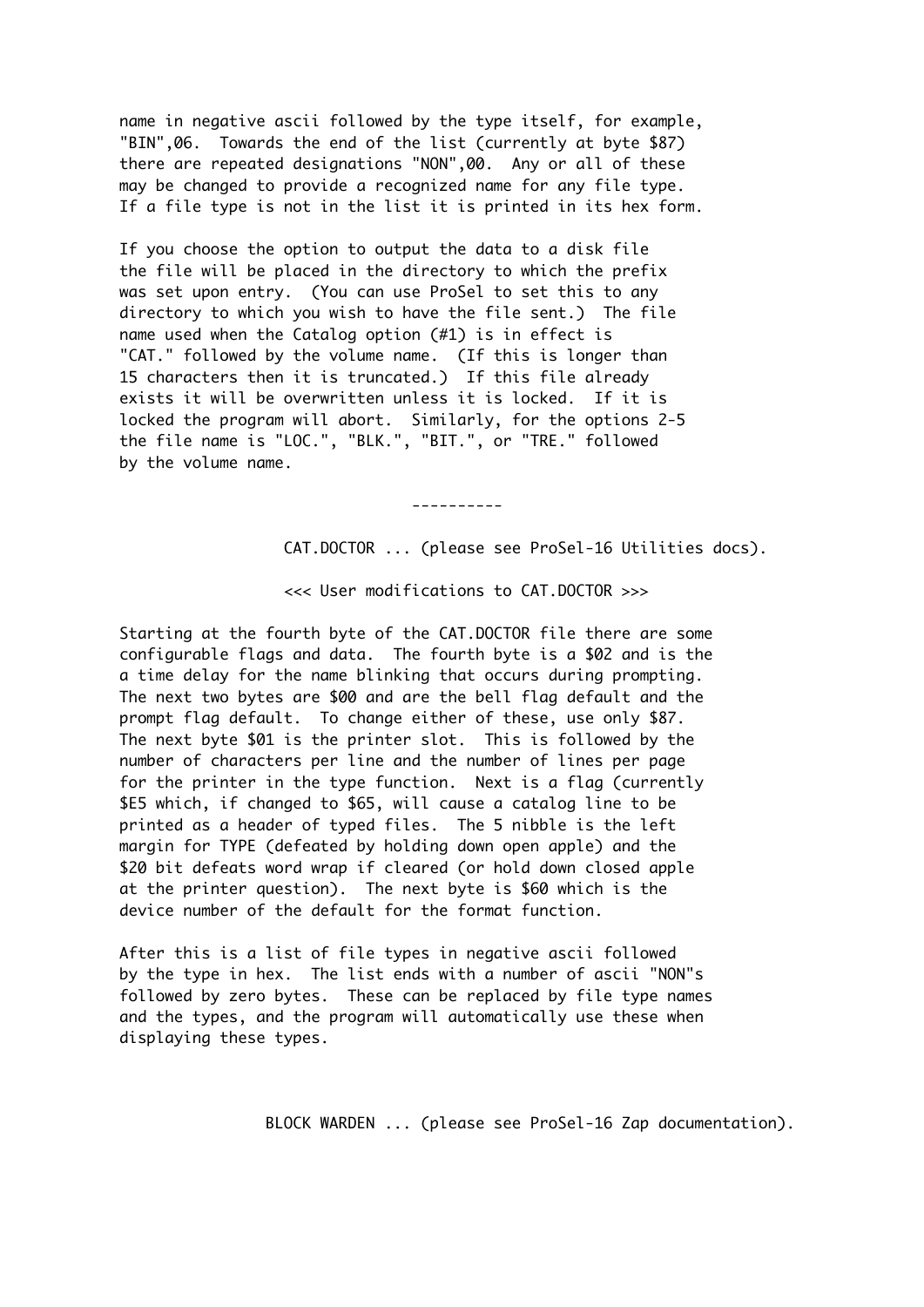name in negative ascii followed by the type itself, for example, "BIN",06. Towards the end of the list (currently at byte $87) there are repeated designations "NON",00. Any or all of these may be changed to provide a recognized name for any file type. If a file type is not in the list it is printed in its hex form.

If you choose the option to output the data to a disk file the file will be placed in the directory to which the prefix was set upon entry. (You can use ProSel to set this to any directory to which you wish to have the file sent.) The file name used when the Catalog option (#1) is in effect is "CAT." followed by the volume name. (If this is longer than 15 characters then it is truncated.) If this file already exists it will be overwritten unless it is locked. If it is locked the program will abort. Similarly, for the options 2-5 the file name is "LOC.", "BLK.", "BIT.", or "TRE." followed by the volume name.

----------

CAT.DOCTOR ... (please see ProSel-16 Utilities docs).

<<< User modifications to CAT.DOCTOR >>>

Starting at the fourth byte of the CAT.DOCTOR file there are some configurable flags and data. The fourth byte is a $02 and is the a time delay for the name blinking that occurs during prompting. The next two bytes are $00 and are the bell flag default and the prompt flag default. To change either of these, use only $87. The next byte $01 is the printer slot. This is followed by the number of characters per line and the number of lines per page for the printer in the type function. Next is a flag (currently $E5 which, if changed to $65, will cause a catalog line to be printed as a header of typed files. The 5 nibble is the left margin for TYPE (defeated by holding down open apple) and the $20 bit defeats word wrap if cleared (or hold down closed apple at the printer question). The next byte is $60 which is the device number of the default for the format function.

After this is a list of file types in negative ascii followed by the type in hex. The list ends with a number of ascii "NON"s followed by zero bytes. These can be replaced by file type names and the types, and the program will automatically use these when displaying these types.

BLOCK WARDEN ... (please see ProSel-16 Zap documentation).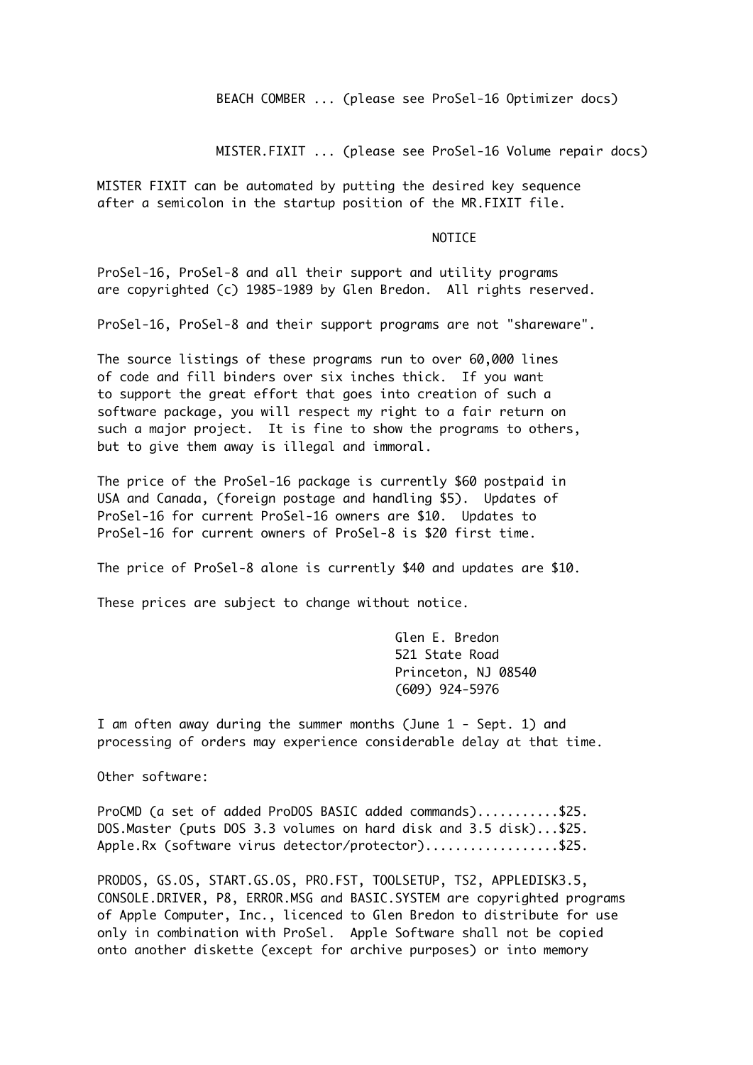BEACH COMBER ... (please see ProSel-16 Optimizer docs)

MISTER.FIXIT ... (please see ProSel-16 Volume repair docs)

MISTER FIXIT can be automated by putting the desired key sequence after a semicolon in the startup position of the MR.FIXIT file.

## NOTICE

ProSel-16, ProSel-8 and all their support and utility programs are copyrighted (c) 1985-1989 by Glen Bredon. All rights reserved.

ProSel-16, ProSel-8 and their support programs are not "shareware".

The source listings of these programs run to over 60,000 lines of code and fill binders over six inches thick. If you want to support the great effort that goes into creation of such a software package, you will respect my right to a fair return on such a major project. It is fine to show the programs to others, but to give them away is illegal and immoral.

The price of the ProSel-16 package is currently $60 postpaid in USA and Canada, (foreign postage and handling $5). Updates of ProSel-16 for current ProSel-16 owners are $10. Updates to ProSel-16 for current owners of ProSel-8 is $20 first time.

The price of ProSel-8 alone is currently $40 and updates are $10.

These prices are subject to change without notice.

Glen E. Bredon
521 State Road
Princeton, NJ 08540
(609) 924-5976

I am often away during the summer months (June 1 - Sept. 1) and processing of orders may experience considerable delay at that time.

Other software:

ProCMD (a set of added ProDOS BASIC added commands)...........$25.
DOS.Master (puts DOS 3.3 volumes on hard disk and 3.5 disk)...$25.
Apple.Rx (software virus detector/protector)..................$25.

PRODOS, GS.OS, START.GS.OS, PRO.FST, TOOLSETUP, TS2, APPLEDISK3.5, CONSOLE.DRIVER, P8, ERROR.MSG and BASIC.SYSTEM are copyrighted programs of Apple Computer, Inc., licenced to Glen Bredon to distribute for use only in combination with ProSel. Apple Software shall not be copied onto another diskette (except for archive purposes) or into memory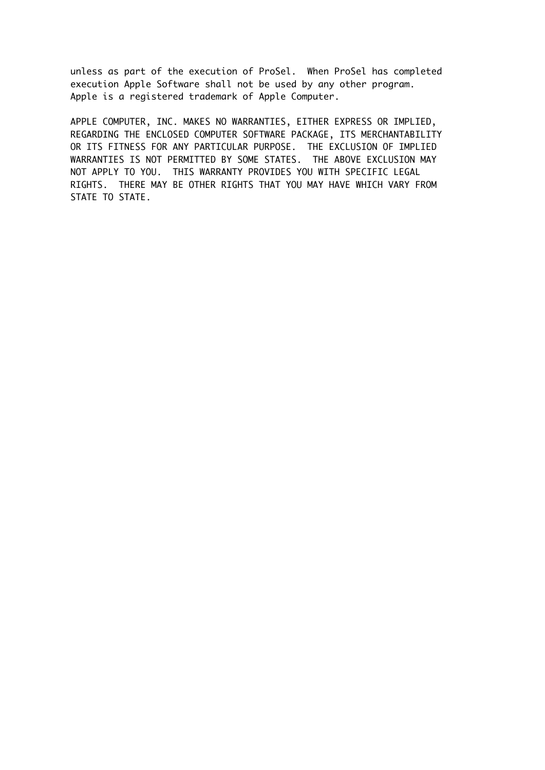unless as part of the execution of ProSel. When ProSel has completed execution Apple Software shall not be used by any other program. Apple is a registered trademark of Apple Computer.

APPLE COMPUTER, INC. MAKES NO WARRANTIES, EITHER EXPRESS OR IMPLIED, REGARDING THE ENCLOSED COMPUTER SOFTWARE PACKAGE, ITS MERCHANTABILITY OR ITS FITNESS FOR ANY PARTICULAR PURPOSE. THE EXCLUSION OF IMPLIED WARRANTIES IS NOT PERMITTED BY SOME STATES. THE ABOVE EXCLUSION MAY NOT APPLY TO YOU. THIS WARRANTY PROVIDES YOU WITH SPECIFIC LEGAL RIGHTS. THERE MAY BE OTHER RIGHTS THAT YOU MAY HAVE WHICH VARY FROM STATE TO STATE.